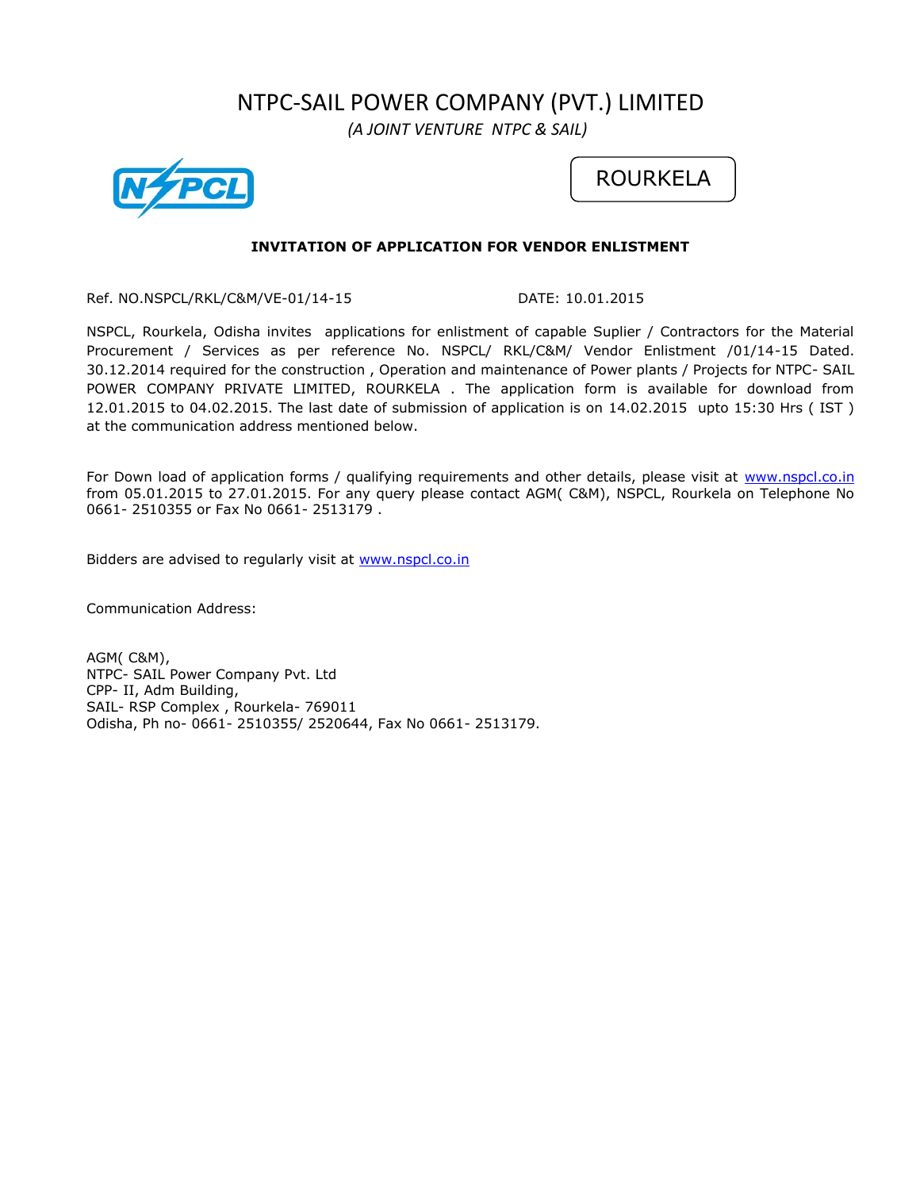# NTPC-SAIL POWER COMPANY (PVT.) LIMITED

*(A JOINT VENTURE NTPC & SAIL)*

ROURKELA

**INVITATION OF APPLICATION FOR VENDOR ENLISTMENT**

Ref. NO.NSPCL/RKL/C&M/VE-01/14-15 DATE: 10.01.2015

NSPCL, Rourkela, Odisha invites applications for enlistment of capable Suplier / Contractors for the Material Procurement / Services as per reference No. NSPCL/ RKL/C&M/ Vendor Enlistment /01/14-15 Dated. 30.12.2014 required for the construction , Operation and maintenance of Power plants / Projects for NTPC- SAIL POWER COMPANY PRIVATE LIMITED, ROURKELA . The application form is available for download from 12.01.2015 to 04.02.2015. The last date of submission of application is on 14.02.2015 upto 15:30 Hrs ( IST ) at the communication address mentioned below.

For Down load of application forms / qualifying requirements and other details, please visit at www.nspcl.co.in from 05.01.2015 to 27.01.2015. For any query please contact AGM( C&M), NSPCL, Rourkela on Telephone No 0661- 2510355 or Fax No 0661- 2513179 .

Bidders are advised to regularly visit at www.nspcl.co.in

Communication Address:

AGM( C&M),
NTPC- SAIL Power Company Pvt. Ltd
CPP- II, Adm Building,
SAIL- RSP Complex , Rourkela- 769011
Odisha, Ph no- 0661- 2510355/ 2520644, Fax No 0661- 2513179.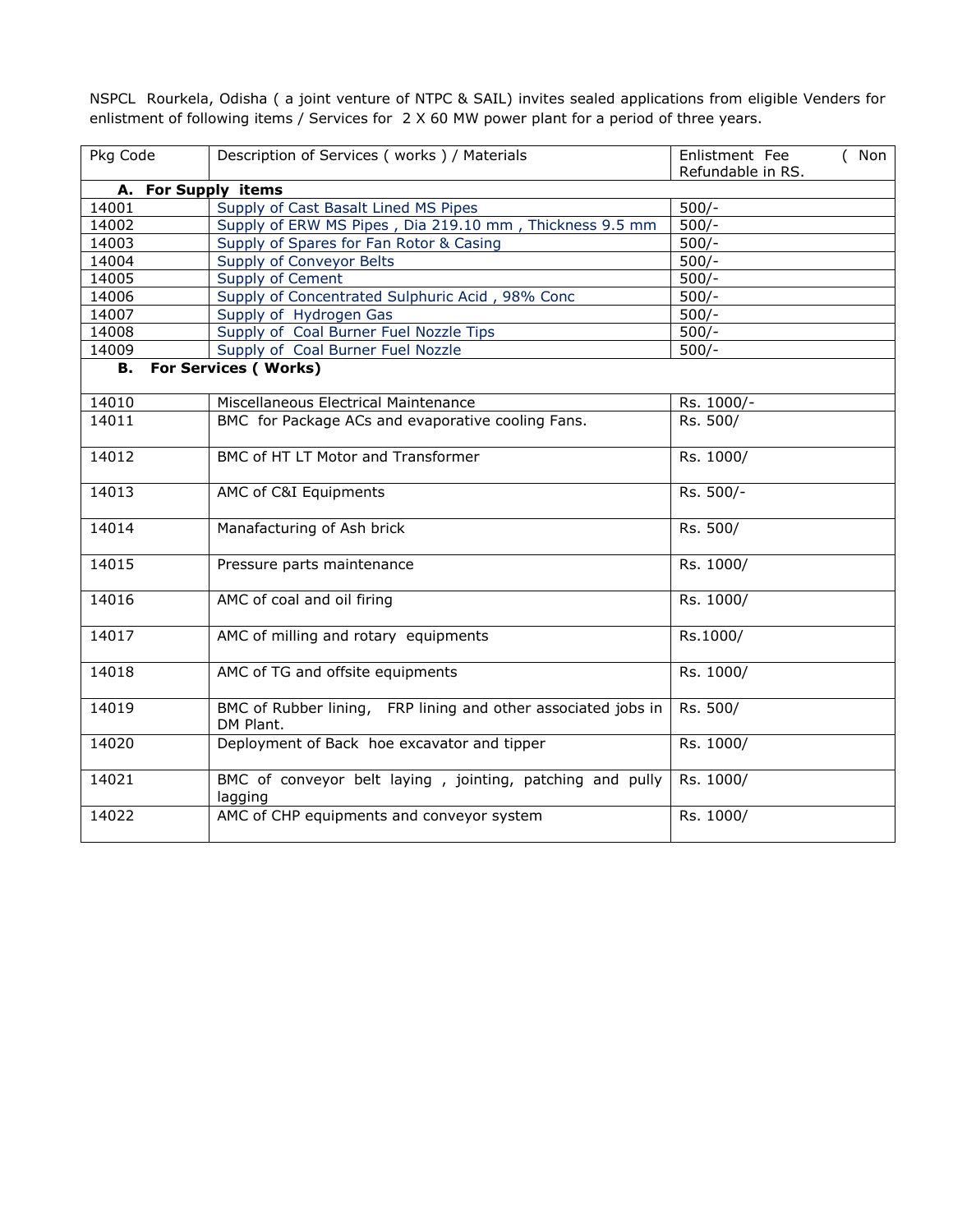NSPCL Rourkela, Odisha ( a joint venture of NTPC & SAIL) invites sealed applications from eligible Venders for enlistment of following items / Services for 2 X 60 MW power plant for a period of three years.

| Pkg Code | Description of Services ( works ) / Materials | Enlistment Fee ( Non Refundable in RS. |
|---|---|---|
| **A. For Supply items** | | |
| 14001 | Supply of Cast Basalt Lined MS Pipes | 500/- |
| 14002 | Supply of ERW MS Pipes , Dia 219.10 mm , Thickness 9.5 mm | 500/- |
| 14003 | Supply of Spares for Fan Rotor & Casing | 500/- |
| 14004 | Supply of Conveyor Belts | 500/- |
| 14005 | Supply of Cement | 500/- |
| 14006 | Supply of Concentrated Sulphuric Acid , 98% Conc | 500/- |
| 14007 | Supply of Hydrogen Gas | 500/- |
| 14008 | Supply of Coal Burner Fuel Nozzle Tips | 500/- |
| 14009 | Supply of Coal Burner Fuel Nozzle | 500/- |
| **B. For Services ( Works)** | | |
| 14010 | Miscellaneous Electrical Maintenance | Rs. 1000/- |
| 14011 | BMC for Package ACs and evaporative cooling Fans. | Rs. 500/ |
| 14012 | BMC of HT LT Motor and Transformer | Rs. 1000/ |
| 14013 | AMC of C&I Equipments | Rs. 500/- |
| 14014 | Manafacturing of Ash brick | Rs. 500/ |
| 14015 | Pressure parts maintenance | Rs. 1000/ |
| 14016 | AMC of coal and oil firing | Rs. 1000/ |
| 14017 | AMC of milling and rotary equipments | Rs.1000/ |
| 14018 | AMC of TG and offsite equipments | Rs. 1000/ |
| 14019 | BMC of Rubber lining, FRP lining and other associated jobs in DM Plant. | Rs. 500/ |
| 14020 | Deployment of Back hoe excavator and tipper | Rs. 1000/ |
| 14021 | BMC of conveyor belt laying , jointing, patching and pully lagging | Rs. 1000/ |
| 14022 | AMC of CHP equipments and conveyor system | Rs. 1000/ |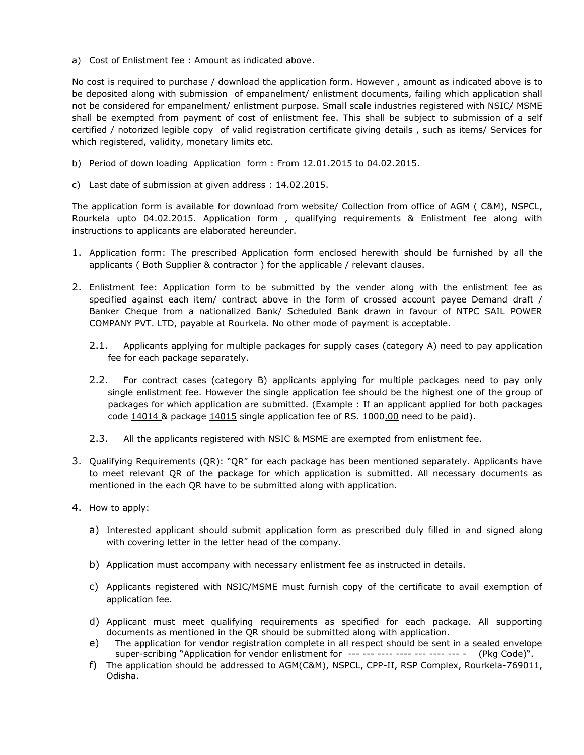a) Cost of Enlistment fee : Amount as indicated above.

No cost is required to purchase / download the application form. However , amount as indicated above is to be deposited along with submission of empanelment/ enlistment documents, failing which application shall not be considered for empanelment/ enlistment purpose. Small scale industries registered with NSIC/ MSME shall be exempted from payment of cost of enlistment fee. This shall be subject to submission of a self certified / notorized legible copy of valid registration certificate giving details , such as items/ Services for which registered, validity, monetary limits etc.

b) Period of down loading Application form : From 12.01.2015 to 04.02.2015.

c) Last date of submission at given address : 14.02.2015.

The application form is available for download from website/ Collection from office of AGM ( C&M), NSPCL, Rourkela upto 04.02.2015. Application form , qualifying requirements & Enlistment fee along with instructions to applicants are elaborated hereunder.

1. Application form: The prescribed Application form enclosed herewith should be furnished by all the applicants ( Both Supplier & contractor ) for the applicable / relevant clauses.

2. Enlistment fee: Application form to be submitted by the vender along with the enlistment fee as specified against each item/ contract above in the form of crossed account payee Demand draft / Banker Cheque from a nationalized Bank/ Scheduled Bank drawn in favour of NTPC SAIL POWER COMPANY PVT. LTD, payable at Rourkela. No other mode of payment is acceptable.

   2.1. Applicants applying for multiple packages for supply cases (category A) need to pay application fee for each package separately.

   2.2. For contract cases (category B) applicants applying for multiple packages need to pay only single enlistment fee. However the single application fee should be the highest one of the group of packages for which application are submitted. (Example : If an applicant applied for both packages code 14014 & package 14015 single application fee of RS. 1000.00 need to be paid).

   2.3. All the applicants registered with NSIC & MSME are exempted from enlistment fee.

3. Qualifying Requirements (QR): "QR" for each package has been mentioned separately. Applicants have to meet relevant QR of the package for which application is submitted. All necessary documents as mentioned in the each QR have to be submitted along with application.

4. How to apply:

   a) Interested applicant should submit application form as prescribed duly filled in and signed along with covering letter in the letter head of the company.

   b) Application must accompany with necessary enlistment fee as instructed in details.

   c) Applicants registered with NSIC/MSME must furnish copy of the certificate to avail exemption of application fee.

   d) Applicant must meet qualifying requirements as specified for each package. All supporting documents as mentioned in the QR should be submitted along with application.

   e) The application for vendor registration complete in all respect should be sent in a sealed envelope super-scribing "Application for vendor enlistment for --- --- ---- ---- --- ---- --- - (Pkg Code)".

   f) The application should be addressed to AGM(C&M), NSPCL, CPP-II, RSP Complex, Rourkela-769011, Odisha.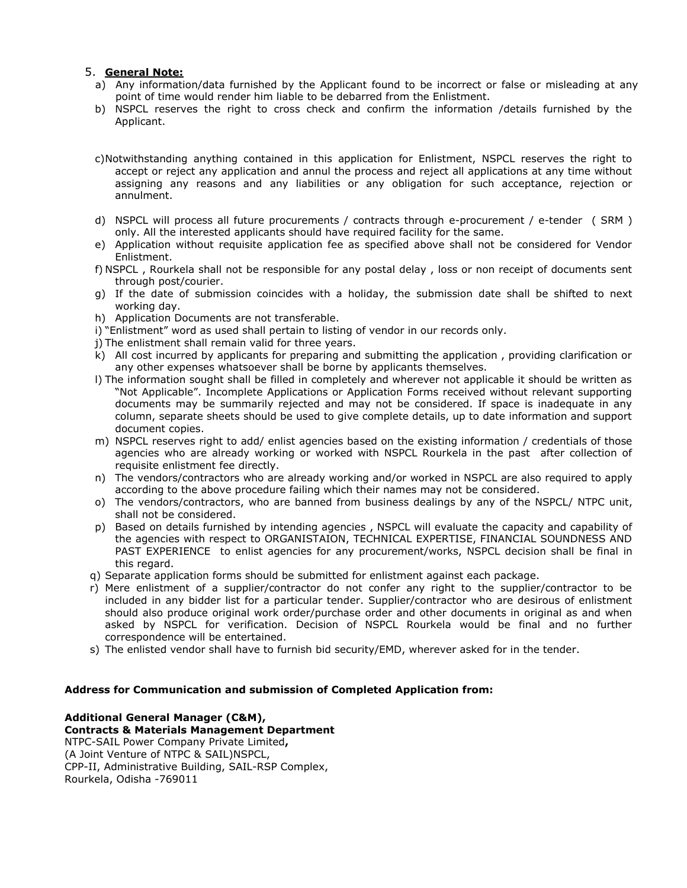5. **General Note:**

a) Any information/data furnished by the Applicant found to be incorrect or false or misleading at any point of time would render him liable to be debarred from the Enlistment.

b) NSPCL reserves the right to cross check and confirm the information /details furnished by the Applicant.

c) Notwithstanding anything contained in this application for Enlistment, NSPCL reserves the right to accept or reject any application and annul the process and reject all applications at any time without assigning any reasons and any liabilities or any obligation for such acceptance, rejection or annulment.

d) NSPCL will process all future procurements / contracts through e-procurement / e-tender ( SRM ) only. All the interested applicants should have required facility for the same.

e) Application without requisite application fee as specified above shall not be considered for Vendor Enlistment.

f) NSPCL , Rourkela shall not be responsible for any postal delay , loss or non receipt of documents sent through post/courier.

g) If the date of submission coincides with a holiday, the submission date shall be shifted to next working day.

h) Application Documents are not transferable.

i) "Enlistment" word as used shall pertain to listing of vendor in our records only.

j) The enlistment shall remain valid for three years.

k) All cost incurred by applicants for preparing and submitting the application , providing clarification or any other expenses whatsoever shall be borne by applicants themselves.

l) The information sought shall be filled in completely and wherever not applicable it should be written as "Not Applicable". Incomplete Applications or Application Forms received without relevant supporting documents may be summarily rejected and may not be considered. If space is inadequate in any column, separate sheets should be used to give complete details, up to date information and support document copies.

m) NSPCL reserves right to add/ enlist agencies based on the existing information / credentials of those agencies who are already working or worked with NSPCL Rourkela in the past after collection of requisite enlistment fee directly.

n) The vendors/contractors who are already working and/or worked in NSPCL are also required to apply according to the above procedure failing which their names may not be considered.

o) The vendors/contractors, who are banned from business dealings by any of the NSPCL/ NTPC unit, shall not be considered.

p) Based on details furnished by intending agencies , NSPCL will evaluate the capacity and capability of the agencies with respect to ORGANISTAION, TECHNICAL EXPERTISE, FINANCIAL SOUNDNESS AND PAST EXPERIENCE to enlist agencies for any procurement/works, NSPCL decision shall be final in this regard.

q) Separate application forms should be submitted for enlistment against each package.

r) Mere enlistment of a supplier/contractor do not confer any right to the supplier/contractor to be included in any bidder list for a particular tender. Supplier/contractor who are desirous of enlistment should also produce original work order/purchase order and other documents in original as and when asked by NSPCL for verification. Decision of NSPCL Rourkela would be final and no further correspondence will be entertained.

s) The enlisted vendor shall have to furnish bid security/EMD, wherever asked for in the tender.

**Address for Communication and submission of Completed Application from:**

**Additional General Manager (C&M),**
**Contracts & Materials Management Department**
NTPC-SAIL Power Company Private Limited**,**
(A Joint Venture of NTPC & SAIL)NSPCL,
CPP-II, Administrative Building, SAIL-RSP Complex,
Rourkela, Odisha -769011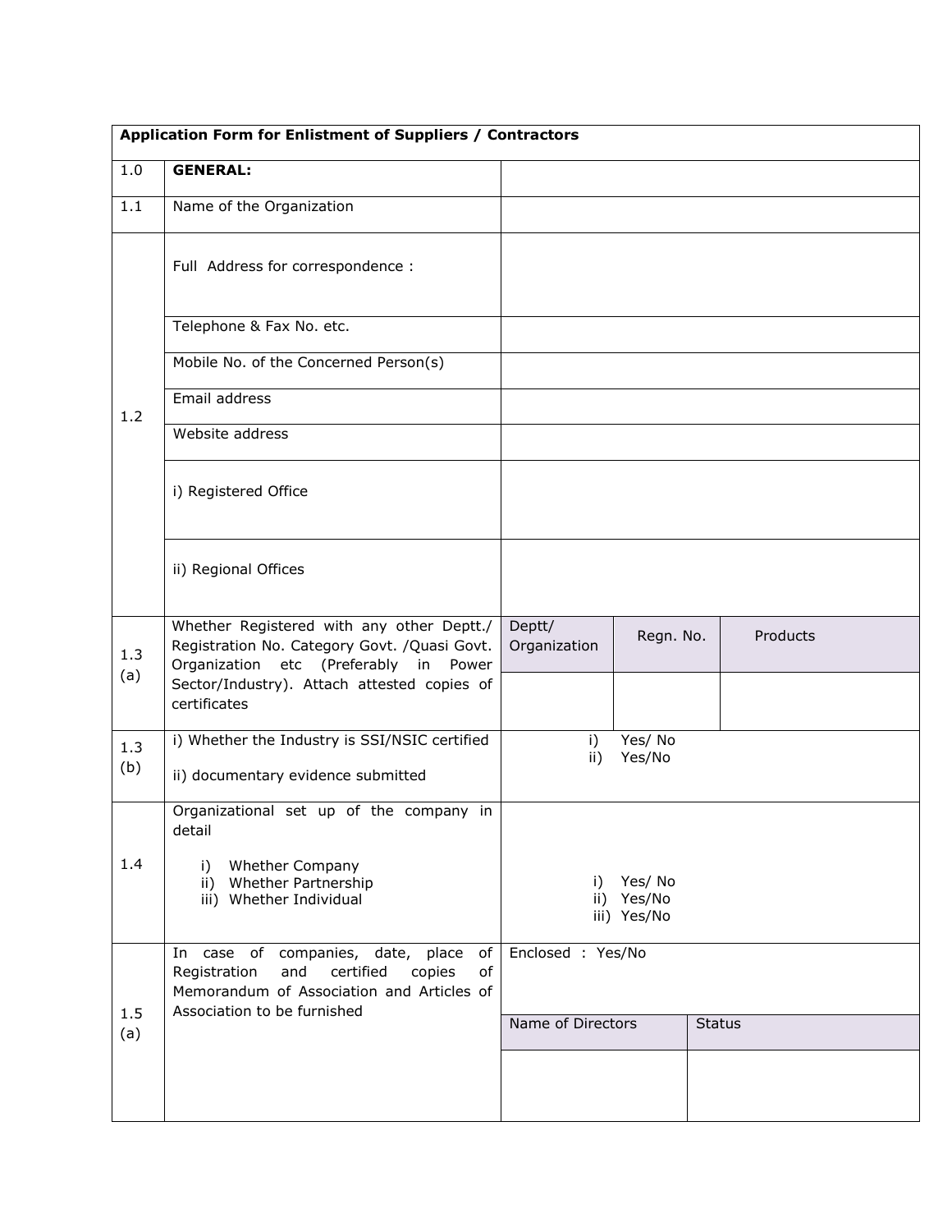**Application Form for Enlistment of Suppliers / Contractors**

| | | | | |
|---|---|---|---|---|
| 1.0 | **GENERAL:** | | | |
| 1.1 | Name of the Organization | | | |
| 1.2 | Full Address for correspondence : | | | |
| | Telephone & Fax No. etc. | | | |
| | Mobile No. of the Concerned Person(s) | | | |
| | Email address | | | |
| | Website address | | | |
| | i) Registered Office | | | |
| | ii) Regional Offices | | | |
| 1.3 (a) | Whether Registered with any other Deptt./ Registration No. Category Govt. /Quasi Govt. Organization etc (Preferably in Power Sector/Industry). Attach attested copies of certificates | Deptt/ Organization | Regn. No. | Products |
| | | | | |
| 1.3 (b) | i) Whether the Industry is SSI/NSIC certified<br>ii) documentary evidence submitted | i) Yes/ No<br>ii) Yes/No | | |
| 1.4 | Organizational set up of the company in detail<br>i) Whether Company<br>ii) Whether Partnership<br>iii) Whether Individual | i) Yes/ No<br>ii) Yes/No<br>iii) Yes/No | | |
| 1.5 (a) | In case of companies, date, place of Registration and certified copies of Memorandum of Association and Articles of Association to be furnished | Enclosed : Yes/No | | |
| | | Name of Directors | Status | |
| | | | | |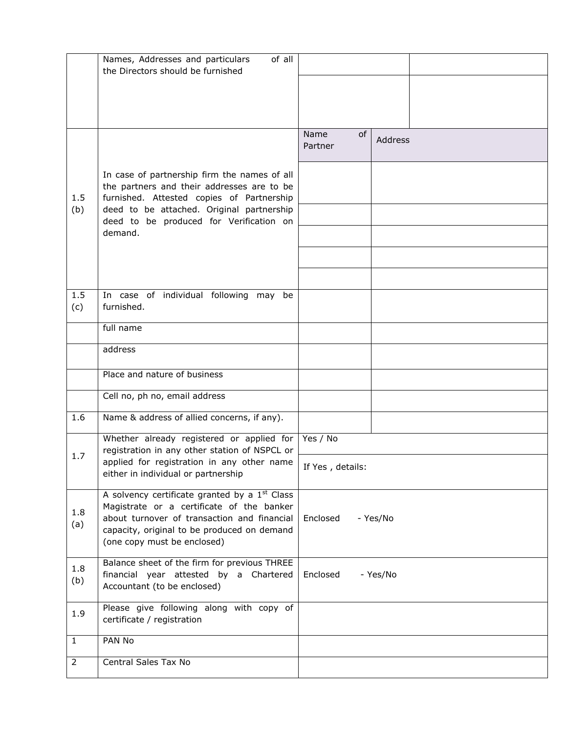| | | | |
|---|---|---|---|
| | Names, Addresses and particulars of all the Directors should be furnished | | |
| | | | |
| 1.5 (b) | In case of partnership firm the names of all the partners and their addresses are to be furnished. Attested copies of Partnership deed to be attached. Original partnership deed to be produced for Verification on demand. | Name of Partner | Address |
| | | | |
| | | | |
| | | | |
| | | | |
| | | | |
| 1.5 (c) | In case of individual following may be furnished. | | |
| | full name | | |
| | address | | |
| | Place and nature of business | | |
| | Cell no, ph no, email address | | |
| 1.6 | Name & address of allied concerns, if any). | | |
| 1.7 | Whether already registered or applied for registration in any other station of NSPCL or applied for registration in any other name either in individual or partnership | Yes / No | |
| | | If Yes , details: | |
| 1.8 (a) | A solvency certificate granted by a 1st Class Magistrate or a certificate of the banker about turnover of transaction and financial capacity, original to be produced on demand (one copy must be enclosed) | Enclosed - Yes/No | |
| 1.8 (b) | Balance sheet of the firm for previous THREE financial year attested by a Chartered Accountant (to be enclosed) | Enclosed - Yes/No | |
| 1.9 | Please give following along with copy of certificate / registration | | |
| 1 | PAN No | | |
| 2 | Central Sales Tax No | | |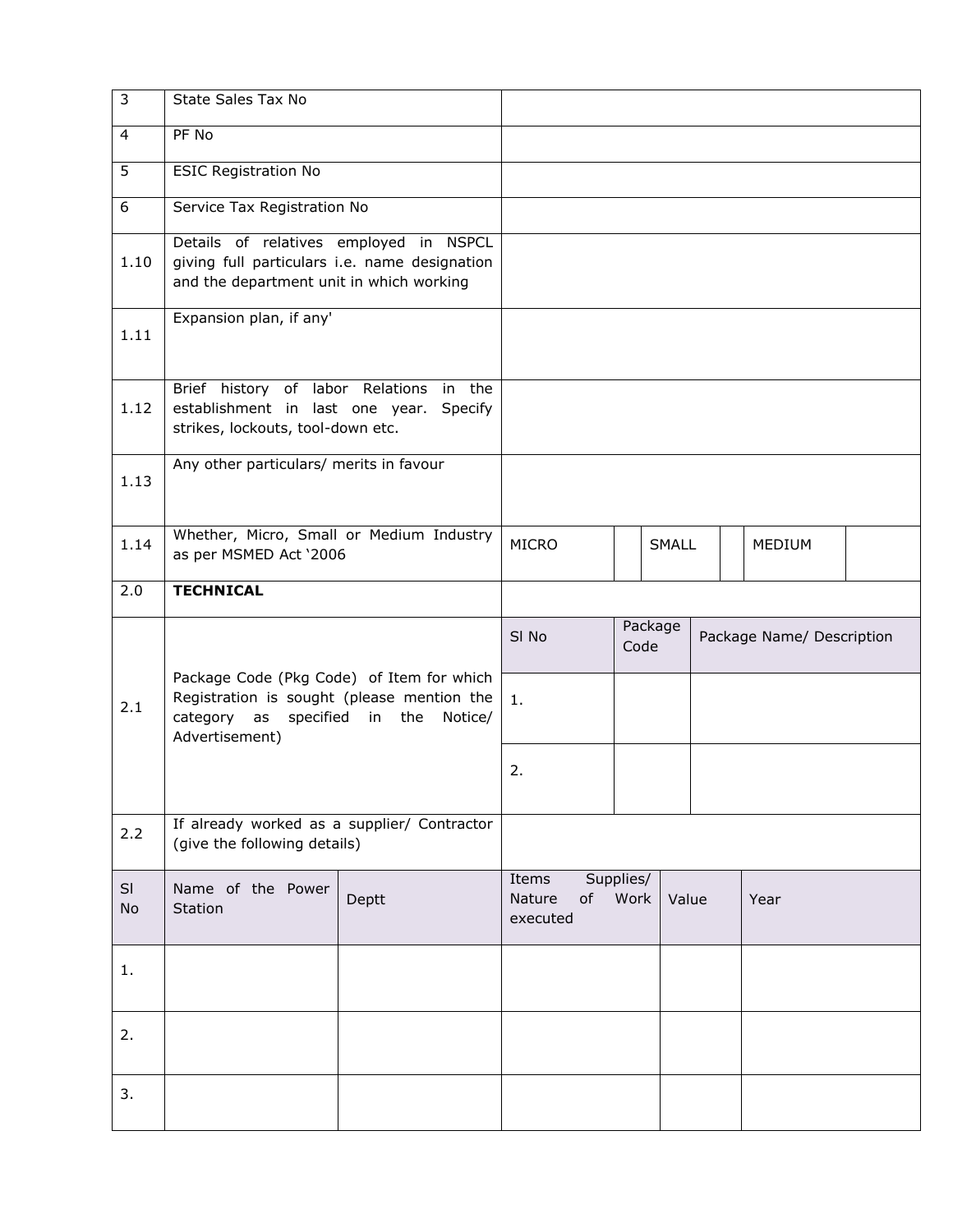| | | | | | | |
|---|---|---|---|---|---|---|
| 3 | State Sales Tax No | | | | | |
| 4 | PF No | | | | | |
| 5 | ESIC Registration No | | | | | |
| 6 | Service Tax Registration No | | | | | |
| 1.10 | Details of relatives employed in NSPCL giving full particulars i.e. name designation and the department unit in which working | | | | | |
| 1.11 | Expansion plan, if any' | | | | | |
| 1.12 | Brief history of labor Relations in the establishment in last one year. Specify strikes, lockouts, tool-down etc. | | | | | |
| 1.13 | Any other particulars/ merits in favour | | | | | |
| 1.14 | Whether, Micro, Small or Medium Industry as per MSMED Act '2006 | MICRO | | SMALL | | MEDIUM | |
| 2.0 | **TECHNICAL** | | | | | |

| | | | | |
|---|---|---|---|---|
| 2.1 | Package Code (Pkg Code) of Item for which Registration is sought (please mention the category as specified in the Notice/ Advertisement) | Sl No | Package Code | Package Name/ Description |
| | | 1. | | |
| | | 2. | | |
| 2.2 | If already worked as a supplier/ Contractor (give the following details) | | | |

| Sl No | Name of the Power Station | Deptt | Items Supplies/ Nature of Work executed | Value | Year |
|---|---|---|---|---|---|
| 1. | | | | | |
| 2. | | | | | |
| 3. | | | | | |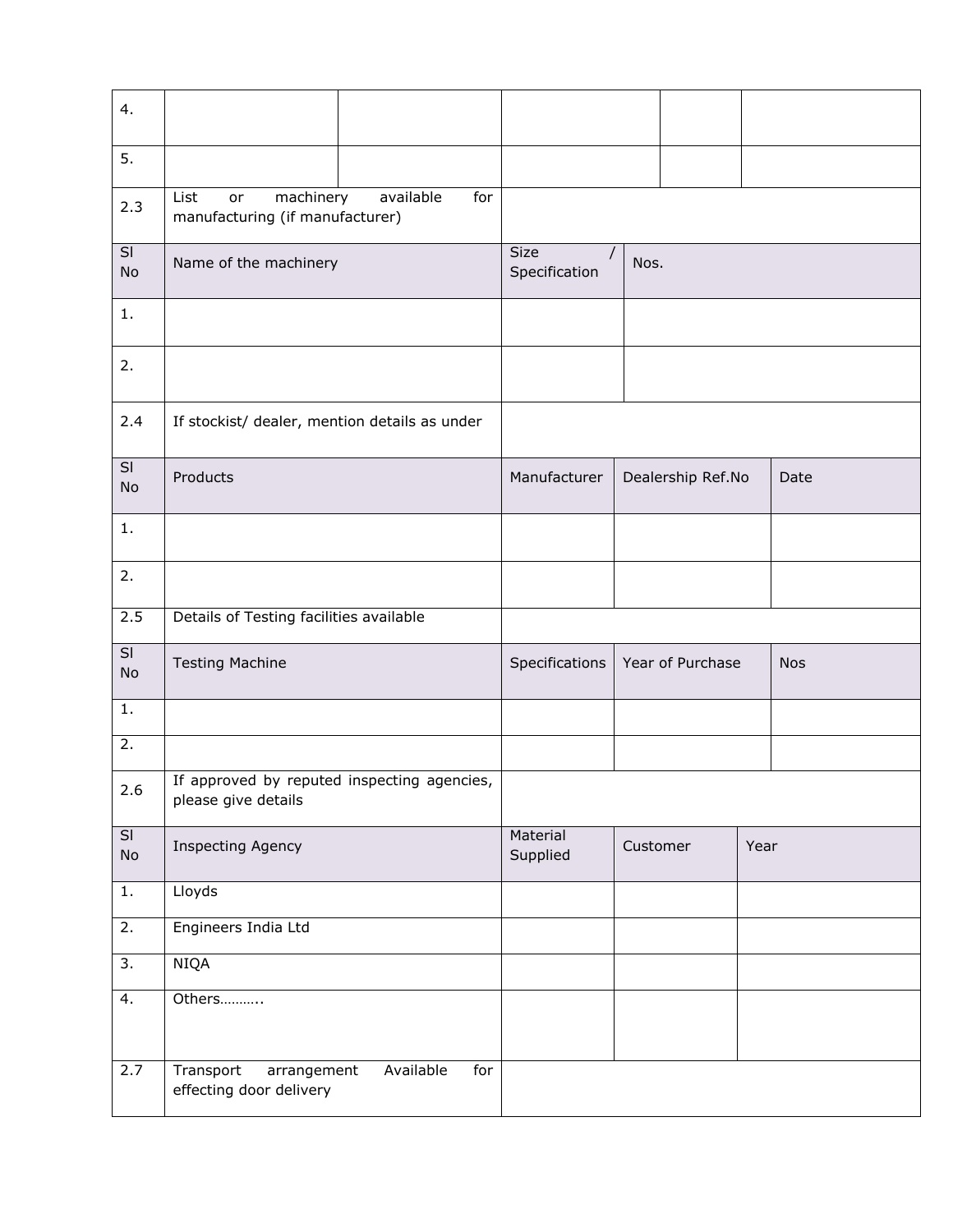| 4. | | | | | |
|---|---|---|---|---|---|
| 5. | | | | | |

| 2.3 | List or machinery available for manufacturing (if manufacturer) | | |
|---|---|---|---|
| Sl No | Name of the machinery | Size / Specification | Nos. |
| 1. | | | |
| 2. | | | |

| 2.4 | If stockist/ dealer, mention details as under | | | |
|---|---|---|---|---|
| Sl No | Products | Manufacturer | Dealership Ref.No | Date |
| 1. | | | | |
| 2. | | | | |

| 2.5 | Details of Testing facilities available | | | |
|---|---|---|---|---|
| Sl No | Testing Machine | Specifications | Year of Purchase | Nos |
| 1. | | | | |
| 2. | | | | |

| 2.6 | If approved by reputed inspecting agencies, please give details | | | |
|---|---|---|---|---|
| Sl No | Inspecting Agency | Material Supplied | Customer | Year |
| 1. | Lloyds | | | |
| 2. | Engineers India Ltd | | | |
| 3. | NIQA | | | |
| 4. | Others……….. | | | |

| 2.7 | Transport arrangement Available for effecting door delivery | |
|---|---|---|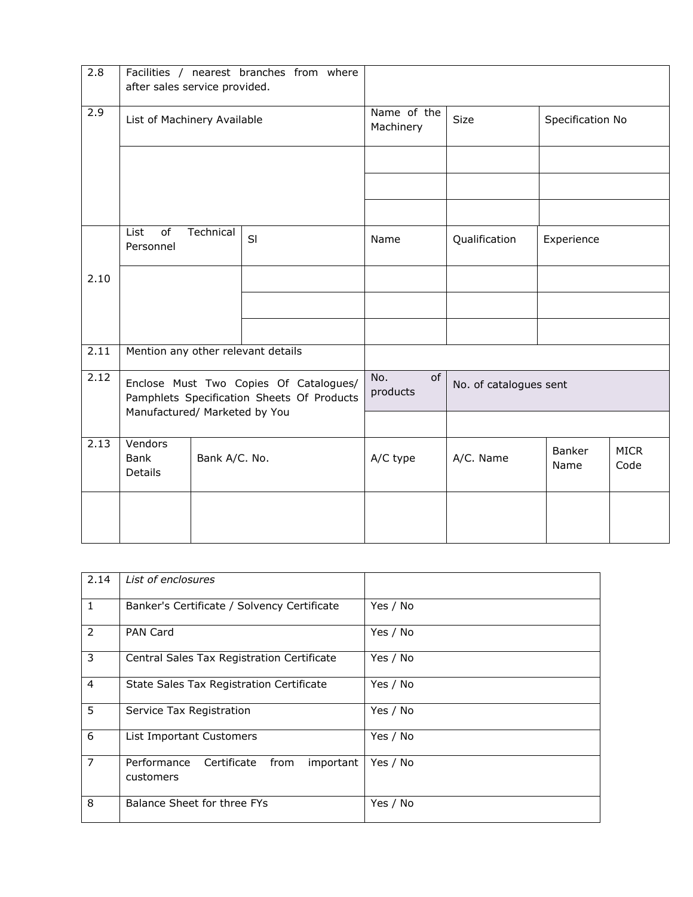| | | | | |
|---|---|---|---|---|
| 2.8 | Facilities / nearest branches from where after sales service provided. | | | |
| 2.9 | List of Machinery Available | Name of the Machinery | Size | Specification No |
| | | | | |
| | | | | |
| | | | | |

| | | | | | |
|---|---|---|---|---|---|
| 2.10 | List of Technical Personnel | Sl | Name | Qualification | Experience |
| | | | | | |
| | | | | | |
| | | | | | |

| | | | |
|---|---|---|---|
| 2.11 | Mention any other relevant details | | |
| 2.12 | Enclose Must Two Copies Of Catalogues/ Pamphlets Specification Sheets Of Products Manufactured/ Marketed by You | No. of products | No. of catalogues sent |
| | | | |

| | | | | | | |
|---|---|---|---|---|---|---|
| 2.13 | Vendors Bank Details | Bank A/C. No. | A/C type | A/C. Name | Banker Name | MICR Code |
| | | | | | | |

| | | |
|---|---|---|
| 2.14 | *List of enclosures* | |
| 1 | Banker's Certificate / Solvency Certificate | Yes / No |
| 2 | PAN Card | Yes / No |
| 3 | Central Sales Tax Registration Certificate | Yes / No |
| 4 | State Sales Tax Registration Certificate | Yes / No |
| 5 | Service Tax Registration | Yes / No |
| 6 | List Important Customers | Yes / No |
| 7 | Performance Certificate from important customers | Yes / No |
| 8 | Balance Sheet for three FYs | Yes / No |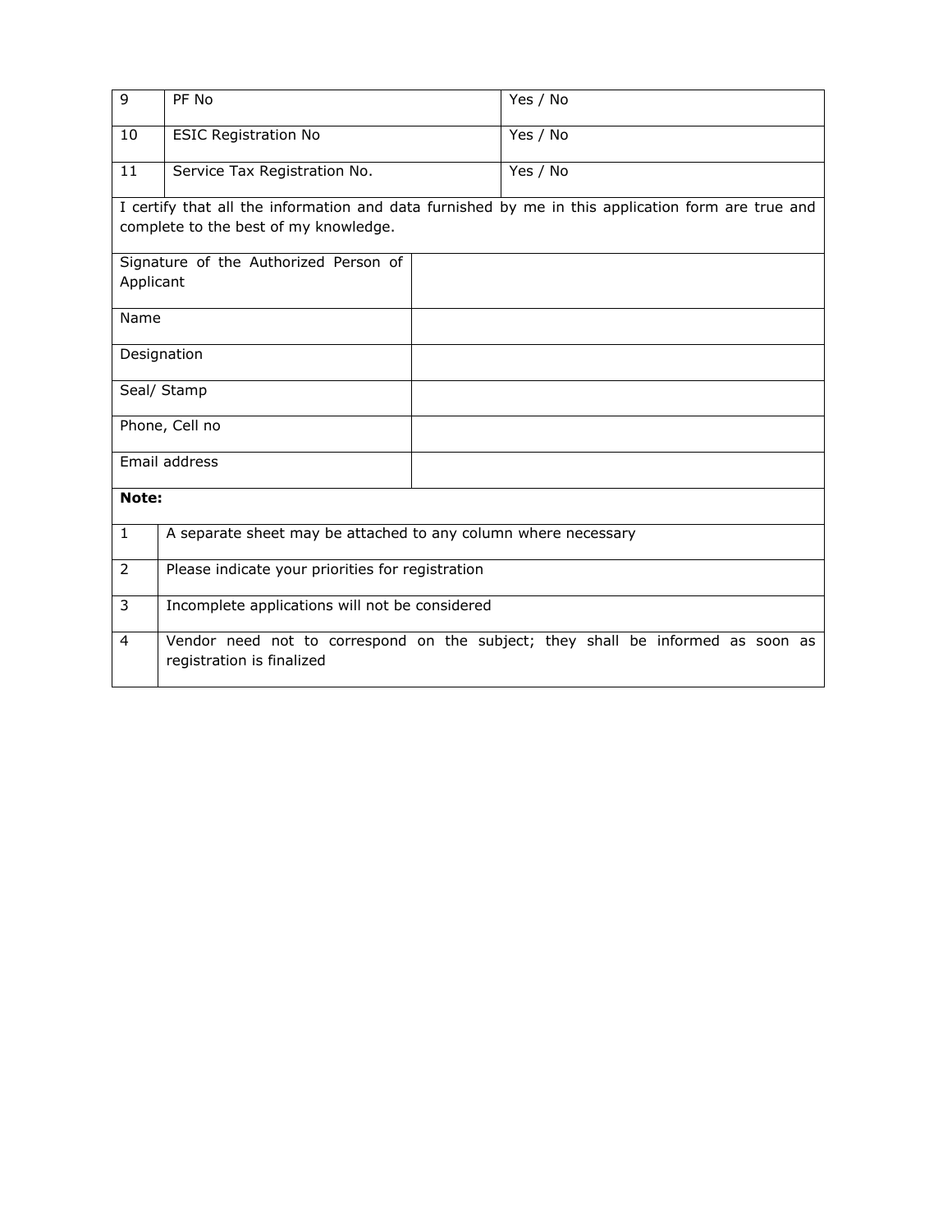| 9 | PF No | Yes / No |
|---|---|---|
| 10 | ESIC Registration No | Yes / No |
| 11 | Service Tax Registration No. | Yes / No |

I certify that all the information and data furnished by me in this application form are true and complete to the best of my knowledge.

| Signature of the Authorized Person of Applicant | |
|---|---|
| Name | |
| Designation | |
| Seal/ Stamp | |
| Phone, Cell no | |
| Email address | |

**Note:**

| 1 | A separate sheet may be attached to any column where necessary |
|---|---|
| 2 | Please indicate your priorities for registration |
| 3 | Incomplete applications will not be considered |
| 4 | Vendor need not to correspond on the subject; they shall be informed as soon as registration is finalized |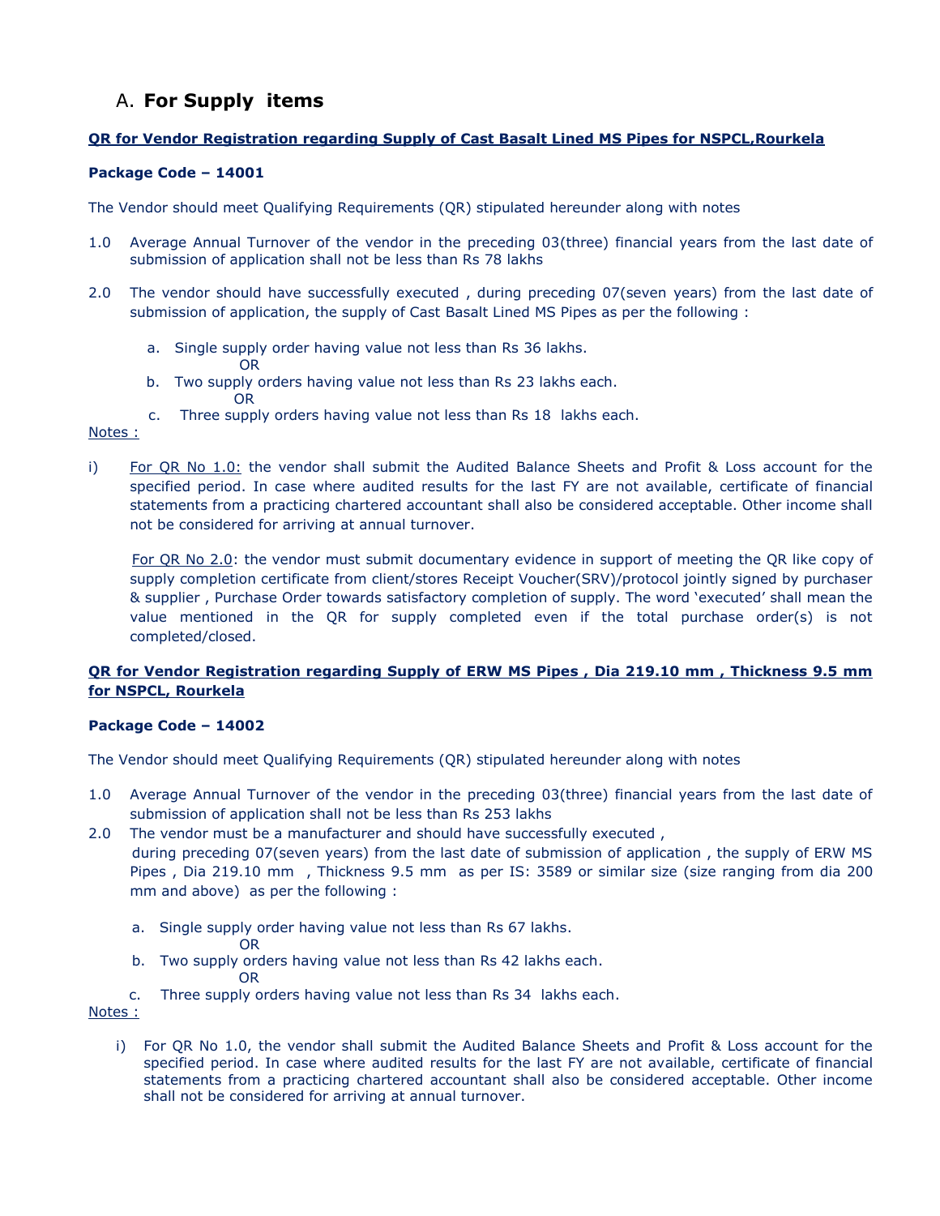## A. **For Supply items**

**QR for Vendor Registration regarding Supply of Cast Basalt Lined MS Pipes for NSPCL,Rourkela**

**Package Code – 14001**

The Vendor should meet Qualifying Requirements (QR) stipulated hereunder along with notes

1.0 Average Annual Turnover of the vendor in the preceding 03(three) financial years from the last date of submission of application shall not be less than Rs 78 lakhs

2.0 The vendor should have successfully executed , during preceding 07(seven years) from the last date of submission of application, the supply of Cast Basalt Lined MS Pipes as per the following :

   a. Single supply order having value not less than Rs 36 lakhs.
      OR
   b. Two supply orders having value not less than Rs 23 lakhs each.
      OR
   c. Three supply orders having value not less than Rs 18 lakhs each.

Notes :

i) For QR No 1.0: the vendor shall submit the Audited Balance Sheets and Profit & Loss account for the specified period. In case where audited results for the last FY are not available, certificate of financial statements from a practicing chartered accountant shall also be considered acceptable. Other income shall not be considered for arriving at annual turnover.

   For QR No 2.0: the vendor must submit documentary evidence in support of meeting the QR like copy of supply completion certificate from client/stores Receipt Voucher(SRV)/protocol jointly signed by purchaser & supplier , Purchase Order towards satisfactory completion of supply. The word 'executed' shall mean the value mentioned in the QR for supply completed even if the total purchase order(s) is not completed/closed.

**QR for Vendor Registration regarding Supply of ERW MS Pipes , Dia 219.10 mm , Thickness 9.5 mm for NSPCL, Rourkela**

**Package Code – 14002**

The Vendor should meet Qualifying Requirements (QR) stipulated hereunder along with notes

1.0 Average Annual Turnover of the vendor in the preceding 03(three) financial years from the last date of submission of application shall not be less than Rs 253 lakhs

2.0 The vendor must be a manufacturer and should have successfully executed , during preceding 07(seven years) from the last date of submission of application , the supply of ERW MS Pipes , Dia 219.10 mm , Thickness 9.5 mm as per IS: 3589 or similar size (size ranging from dia 200 mm and above) as per the following :

   a. Single supply order having value not less than Rs 67 lakhs.
      OR
   b. Two supply orders having value not less than Rs 42 lakhs each.
      OR
   c. Three supply orders having value not less than Rs 34 lakhs each.

Notes :

i) For QR No 1.0, the vendor shall submit the Audited Balance Sheets and Profit & Loss account for the specified period. In case where audited results for the last FY are not available, certificate of financial statements from a practicing chartered accountant shall also be considered acceptable. Other income shall not be considered for arriving at annual turnover.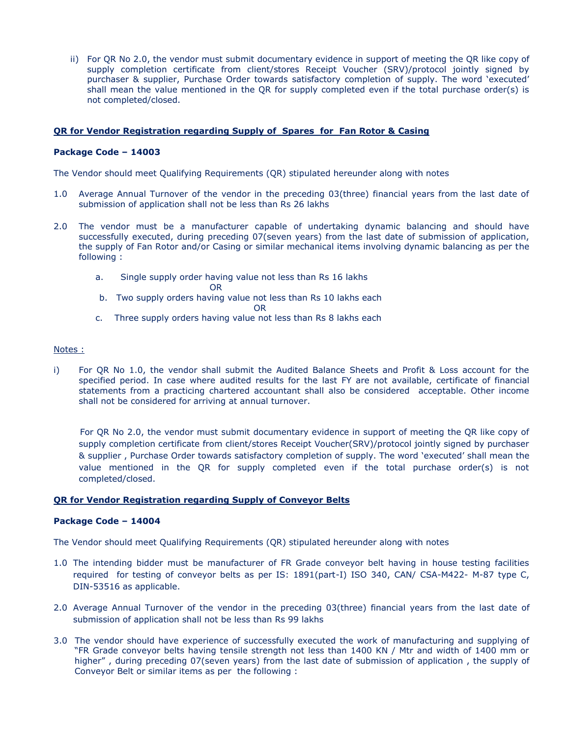ii) For QR No 2.0, the vendor must submit documentary evidence in support of meeting the QR like copy of supply completion certificate from client/stores Receipt Voucher (SRV)/protocol jointly signed by purchaser & supplier, Purchase Order towards satisfactory completion of supply. The word 'executed' shall mean the value mentioned in the QR for supply completed even if the total purchase order(s) is not completed/closed.

## QR for Vendor Registration regarding Supply of Spares for Fan Rotor & Casing

**Package Code – 14003**

The Vendor should meet Qualifying Requirements (QR) stipulated hereunder along with notes

1.0 Average Annual Turnover of the vendor in the preceding 03(three) financial years from the last date of submission of application shall not be less than Rs 26 lakhs

2.0 The vendor must be a manufacturer capable of undertaking dynamic balancing and should have successfully executed, during preceding 07(seven years) from the last date of submission of application, the supply of Fan Rotor and/or Casing or similar mechanical items involving dynamic balancing as per the following :

a. Single supply order having value not less than Rs 16 lakhs

OR

b. Two supply orders having value not less than Rs 10 lakhs each

OR

c. Three supply orders having value not less than Rs 8 lakhs each

Notes :

i) For QR No 1.0, the vendor shall submit the Audited Balance Sheets and Profit & Loss account for the specified period. In case where audited results for the last FY are not available, certificate of financial statements from a practicing chartered accountant shall also be considered acceptable. Other income shall not be considered for arriving at annual turnover.

For QR No 2.0, the vendor must submit documentary evidence in support of meeting the QR like copy of supply completion certificate from client/stores Receipt Voucher(SRV)/protocol jointly signed by purchaser & supplier , Purchase Order towards satisfactory completion of supply. The word 'executed' shall mean the value mentioned in the QR for supply completed even if the total purchase order(s) is not completed/closed.

## QR for Vendor Registration regarding Supply of Conveyor Belts

**Package Code – 14004**

The Vendor should meet Qualifying Requirements (QR) stipulated hereunder along with notes

1.0 The intending bidder must be manufacturer of FR Grade conveyor belt having in house testing facilities required for testing of conveyor belts as per IS: 1891(part-I) ISO 340, CAN/ CSA-M422- M-87 type C, DIN-53516 as applicable.

2.0 Average Annual Turnover of the vendor in the preceding 03(three) financial years from the last date of submission of application shall not be less than Rs 99 lakhs

3.0 The vendor should have experience of successfully executed the work of manufacturing and supplying of "FR Grade conveyor belts having tensile strength not less than 1400 KN / Mtr and width of 1400 mm or higher" , during preceding 07(seven years) from the last date of submission of application , the supply of Conveyor Belt or similar items as per the following :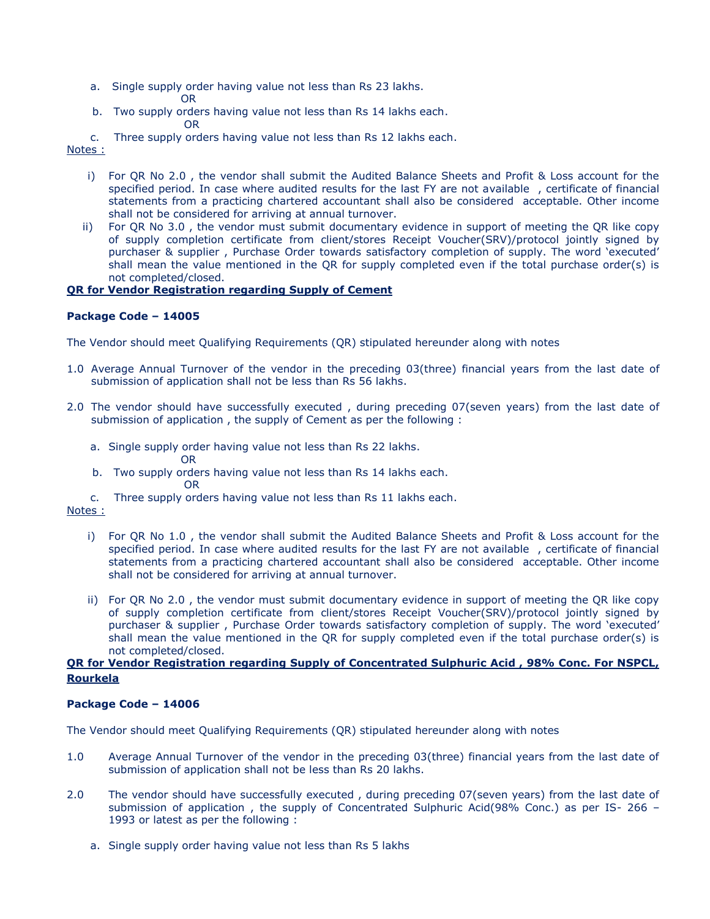a. Single supply order having value not less than Rs 23 lakhs.

OR

b. Two supply orders having value not less than Rs 14 lakhs each.

OR

c. Three supply orders having value not less than Rs 12 lakhs each.

Notes :

i) For QR No 2.0 , the vendor shall submit the Audited Balance Sheets and Profit & Loss account for the specified period. In case where audited results for the last FY are not available , certificate of financial statements from a practicing chartered accountant shall also be considered acceptable. Other income shall not be considered for arriving at annual turnover.

ii) For QR No 3.0 , the vendor must submit documentary evidence in support of meeting the QR like copy of supply completion certificate from client/stores Receipt Voucher(SRV)/protocol jointly signed by purchaser & supplier , Purchase Order towards satisfactory completion of supply. The word 'executed' shall mean the value mentioned in the QR for supply completed even if the total purchase order(s) is not completed/closed.

**QR for Vendor Registration regarding Supply of Cement**

**Package Code – 14005**

The Vendor should meet Qualifying Requirements (QR) stipulated hereunder along with notes

1.0 Average Annual Turnover of the vendor in the preceding 03(three) financial years from the last date of submission of application shall not be less than Rs 56 lakhs.

2.0 The vendor should have successfully executed , during preceding 07(seven years) from the last date of submission of application , the supply of Cement as per the following :

a. Single supply order having value not less than Rs 22 lakhs.

OR

b. Two supply orders having value not less than Rs 14 lakhs each.

OR

c. Three supply orders having value not less than Rs 11 lakhs each.

Notes :

i) For QR No 1.0 , the vendor shall submit the Audited Balance Sheets and Profit & Loss account for the specified period. In case where audited results for the last FY are not available , certificate of financial statements from a practicing chartered accountant shall also be considered acceptable. Other income shall not be considered for arriving at annual turnover.

ii) For QR No 2.0 , the vendor must submit documentary evidence in support of meeting the QR like copy of supply completion certificate from client/stores Receipt Voucher(SRV)/protocol jointly signed by purchaser & supplier , Purchase Order towards satisfactory completion of supply. The word 'executed' shall mean the value mentioned in the QR for supply completed even if the total purchase order(s) is not completed/closed.

**QR for Vendor Registration regarding Supply of Concentrated Sulphuric Acid , 98% Conc. For NSPCL, Rourkela**

**Package Code – 14006**

The Vendor should meet Qualifying Requirements (QR) stipulated hereunder along with notes

1.0 Average Annual Turnover of the vendor in the preceding 03(three) financial years from the last date of submission of application shall not be less than Rs 20 lakhs.

2.0 The vendor should have successfully executed , during preceding 07(seven years) from the last date of submission of application , the supply of Concentrated Sulphuric Acid(98% Conc.) as per IS- 266 – 1993 or latest as per the following :

a. Single supply order having value not less than Rs 5 lakhs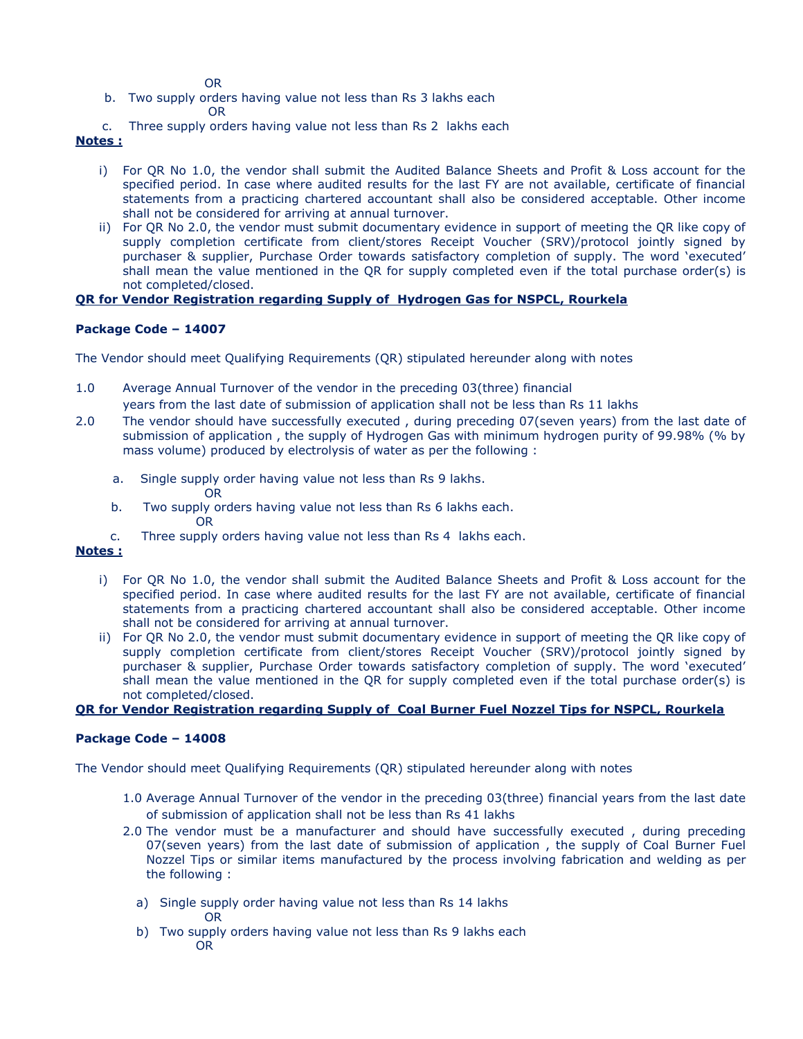OR

b. Two supply orders having value not less than Rs 3 lakhs each

OR

c. Three supply orders having value not less than Rs 2 lakhs each

**Notes :**

i) For QR No 1.0, the vendor shall submit the Audited Balance Sheets and Profit & Loss account for the specified period. In case where audited results for the last FY are not available, certificate of financial statements from a practicing chartered accountant shall also be considered acceptable. Other income shall not be considered for arriving at annual turnover.

ii) For QR No 2.0, the vendor must submit documentary evidence in support of meeting the QR like copy of supply completion certificate from client/stores Receipt Voucher (SRV)/protocol jointly signed by purchaser & supplier, Purchase Order towards satisfactory completion of supply. The word 'executed' shall mean the value mentioned in the QR for supply completed even if the total purchase order(s) is not completed/closed.

**QR for Vendor Registration regarding Supply of Hydrogen Gas for NSPCL, Rourkela**

**Package Code – 14007**

The Vendor should meet Qualifying Requirements (QR) stipulated hereunder along with notes

1.0 Average Annual Turnover of the vendor in the preceding 03(three) financial years from the last date of submission of application shall not be less than Rs 11 lakhs

2.0 The vendor should have successfully executed , during preceding 07(seven years) from the last date of submission of application , the supply of Hydrogen Gas with minimum hydrogen purity of 99.98% (% by mass volume) produced by electrolysis of water as per the following :

a. Single supply order having value not less than Rs 9 lakhs.

OR

b. Two supply orders having value not less than Rs 6 lakhs each.

OR

c. Three supply orders having value not less than Rs 4 lakhs each.

**Notes :**

i) For QR No 1.0, the vendor shall submit the Audited Balance Sheets and Profit & Loss account for the specified period. In case where audited results for the last FY are not available, certificate of financial statements from a practicing chartered accountant shall also be considered acceptable. Other income shall not be considered for arriving at annual turnover.

ii) For QR No 2.0, the vendor must submit documentary evidence in support of meeting the QR like copy of supply completion certificate from client/stores Receipt Voucher (SRV)/protocol jointly signed by purchaser & supplier, Purchase Order towards satisfactory completion of supply. The word 'executed' shall mean the value mentioned in the QR for supply completed even if the total purchase order(s) is not completed/closed.

**QR for Vendor Registration regarding Supply of Coal Burner Fuel Nozzel Tips for NSPCL, Rourkela**

**Package Code – 14008**

The Vendor should meet Qualifying Requirements (QR) stipulated hereunder along with notes

1.0 Average Annual Turnover of the vendor in the preceding 03(three) financial years from the last date of submission of application shall not be less than Rs 41 lakhs

2.0 The vendor must be a manufacturer and should have successfully executed , during preceding 07(seven years) from the last date of submission of application , the supply of Coal Burner Fuel Nozzel Tips or similar items manufactured by the process involving fabrication and welding as per the following :

a) Single supply order having value not less than Rs 14 lakhs

OR

b) Two supply orders having value not less than Rs 9 lakhs each

OR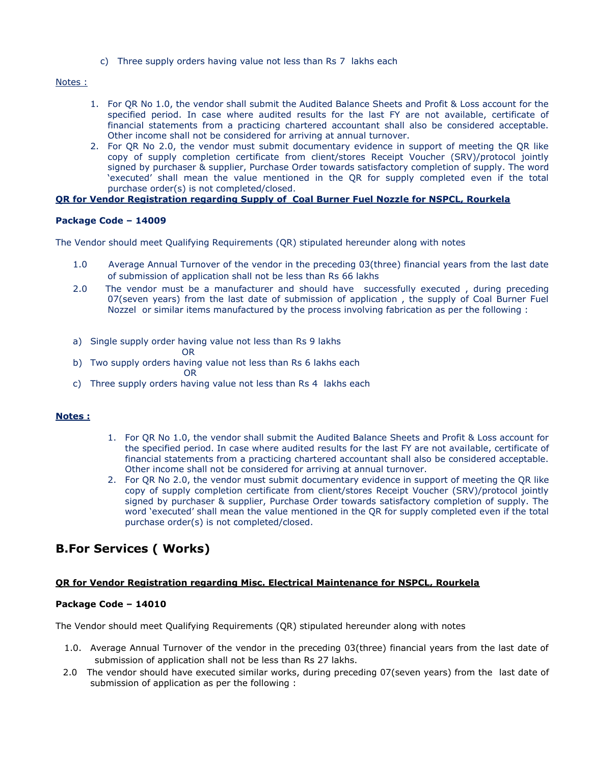c) Three supply orders having value not less than Rs 7 lakhs each

Notes :

1. For QR No 1.0, the vendor shall submit the Audited Balance Sheets and Profit & Loss account for the specified period. In case where audited results for the last FY are not available, certificate of financial statements from a practicing chartered accountant shall also be considered acceptable. Other income shall not be considered for arriving at annual turnover.
2. For QR No 2.0, the vendor must submit documentary evidence in support of meeting the QR like copy of supply completion certificate from client/stores Receipt Voucher (SRV)/protocol jointly signed by purchaser & supplier, Purchase Order towards satisfactory completion of supply. The word 'executed' shall mean the value mentioned in the QR for supply completed even if the total purchase order(s) is not completed/closed.

**QR for Vendor Registration regarding Supply of Coal Burner Fuel Nozzle for NSPCL, Rourkela**

**Package Code – 14009**

The Vendor should meet Qualifying Requirements (QR) stipulated hereunder along with notes

1.0 Average Annual Turnover of the vendor in the preceding 03(three) financial years from the last date of submission of application shall not be less than Rs 66 lakhs

2.0 The vendor must be a manufacturer and should have successfully executed , during preceding 07(seven years) from the last date of submission of application , the supply of Coal Burner Fuel Nozzel or similar items manufactured by the process involving fabrication as per the following :

a) Single supply order having value not less than Rs 9 lakhs

OR

b) Two supply orders having value not less than Rs 6 lakhs each

OR

c) Three supply orders having value not less than Rs 4 lakhs each

**Notes :**

1. For QR No 1.0, the vendor shall submit the Audited Balance Sheets and Profit & Loss account for the specified period. In case where audited results for the last FY are not available, certificate of financial statements from a practicing chartered accountant shall also be considered acceptable. Other income shall not be considered for arriving at annual turnover.
2. For QR No 2.0, the vendor must submit documentary evidence in support of meeting the QR like copy of supply completion certificate from client/stores Receipt Voucher (SRV)/protocol jointly signed by purchaser & supplier, Purchase Order towards satisfactory completion of supply. The word 'executed' shall mean the value mentioned in the QR for supply completed even if the total purchase order(s) is not completed/closed.

## B.For Services ( Works)

**QR for Vendor Registration regarding Misc. Electrical Maintenance for NSPCL, Rourkela**

**Package Code – 14010**

The Vendor should meet Qualifying Requirements (QR) stipulated hereunder along with notes

1.0. Average Annual Turnover of the vendor in the preceding 03(three) financial years from the last date of submission of application shall not be less than Rs 27 lakhs.

2.0 The vendor should have executed similar works, during preceding 07(seven years) from the last date of submission of application as per the following :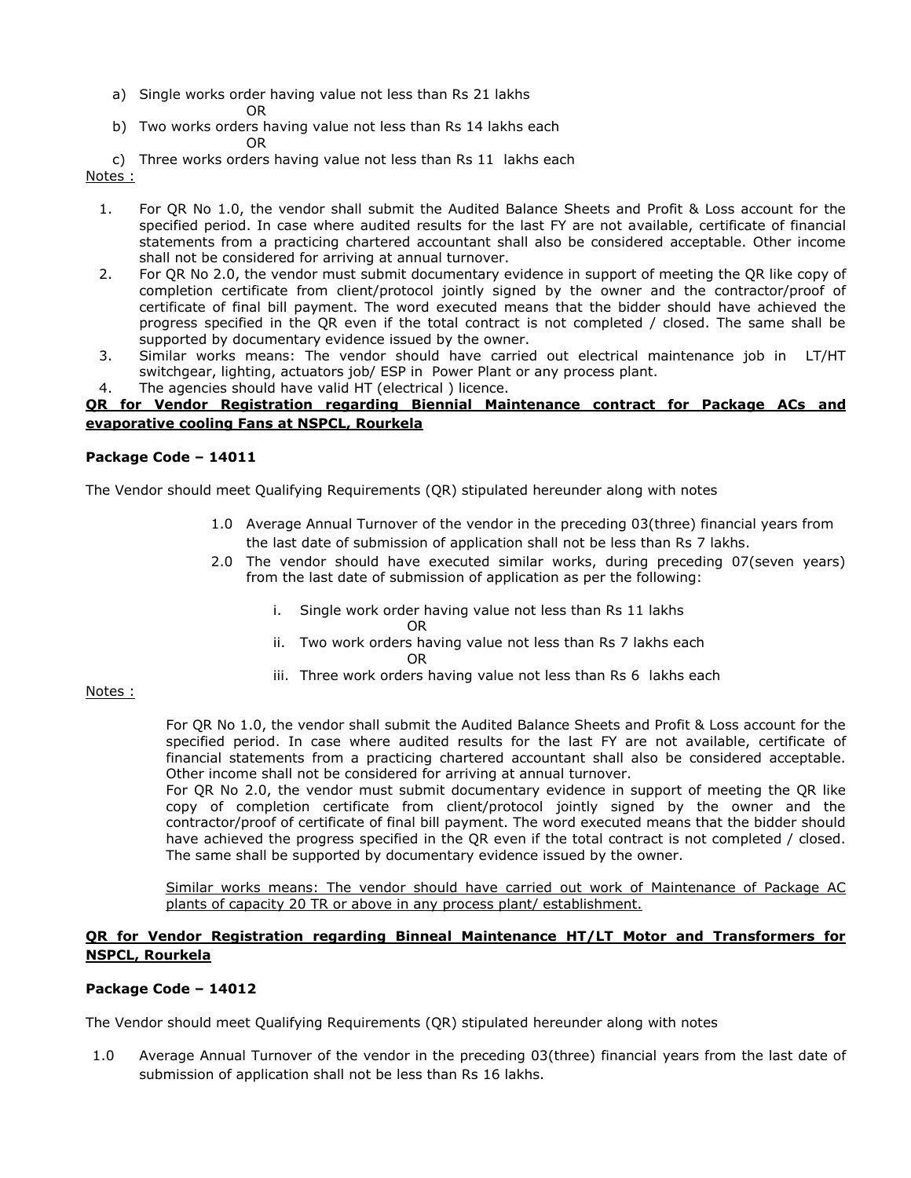a) Single works order having value not less than Rs 21 lakhs

OR

b) Two works orders having value not less than Rs 14 lakhs each

OR

c) Three works orders having value not less than Rs 11 lakhs each

Notes :

1. For QR No 1.0, the vendor shall submit the Audited Balance Sheets and Profit & Loss account for the specified period. In case where audited results for the last FY are not available, certificate of financial statements from a practicing chartered accountant shall also be considered acceptable. Other income shall not be considered for arriving at annual turnover.
2. For QR No 2.0, the vendor must submit documentary evidence in support of meeting the QR like copy of completion certificate from client/protocol jointly signed by the owner and the contractor/proof of certificate of final bill payment. The word executed means that the bidder should have achieved the progress specified in the QR even if the total contract is not completed / closed. The same shall be supported by documentary evidence issued by the owner.
3. Similar works means: The vendor should have carried out electrical maintenance job in LT/HT switchgear, lighting, actuators job/ ESP in Power Plant or any process plant.
4. The agencies should have valid HT (electrical ) licence.

**QR for Vendor Registration regarding Biennial Maintenance contract for Package ACs and evaporative cooling Fans at NSPCL, Rourkela**

**Package Code – 14011**

The Vendor should meet Qualifying Requirements (QR) stipulated hereunder along with notes

1.0 Average Annual Turnover of the vendor in the preceding 03(three) financial years from the last date of submission of application shall not be less than Rs 7 lakhs.

2.0 The vendor should have executed similar works, during preceding 07(seven years) from the last date of submission of application as per the following:

i. Single work order having value not less than Rs 11 lakhs

OR

ii. Two work orders having value not less than Rs 7 lakhs each

OR

iii. Three work orders having value not less than Rs 6 lakhs each

Notes :

For QR No 1.0, the vendor shall submit the Audited Balance Sheets and Profit & Loss account for the specified period. In case where audited results for the last FY are not available, certificate of financial statements from a practicing chartered accountant shall also be considered acceptable. Other income shall not be considered for arriving at annual turnover.

For QR No 2.0, the vendor must submit documentary evidence in support of meeting the QR like copy of completion certificate from client/protocol jointly signed by the owner and the contractor/proof of certificate of final bill payment. The word executed means that the bidder should have achieved the progress specified in the QR even if the total contract is not completed / closed. The same shall be supported by documentary evidence issued by the owner.

Similar works means: The vendor should have carried out work of Maintenance of Package AC plants of capacity 20 TR or above in any process plant/ establishment.

**QR for Vendor Registration regarding Binneal Maintenance HT/LT Motor and Transformers for NSPCL, Rourkela**

**Package Code – 14012**

The Vendor should meet Qualifying Requirements (QR) stipulated hereunder along with notes

1.0 Average Annual Turnover of the vendor in the preceding 03(three) financial years from the last date of submission of application shall not be less than Rs 16 lakhs.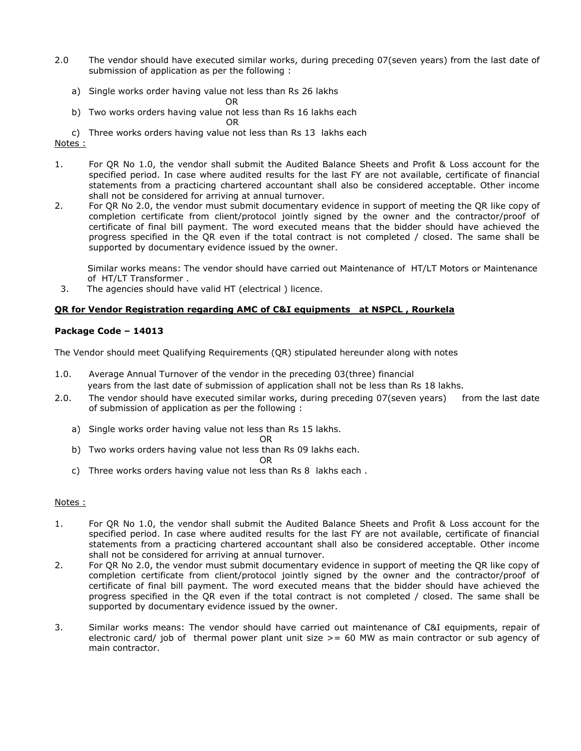2.0 The vendor should have executed similar works, during preceding 07(seven years) from the last date of submission of application as per the following :

a) Single works order having value not less than Rs 26 lakhs

OR

b) Two works orders having value not less than Rs 16 lakhs each

OR

c) Three works orders having value not less than Rs 13 lakhs each

Notes :

1. For QR No 1.0, the vendor shall submit the Audited Balance Sheets and Profit & Loss account for the specified period. In case where audited results for the last FY are not available, certificate of financial statements from a practicing chartered accountant shall also be considered acceptable. Other income shall not be considered for arriving at annual turnover.
2. For QR No 2.0, the vendor must submit documentary evidence in support of meeting the QR like copy of completion certificate from client/protocol jointly signed by the owner and the contractor/proof of certificate of final bill payment. The word executed means that the bidder should have achieved the progress specified in the QR even if the total contract is not completed / closed. The same shall be supported by documentary evidence issued by the owner.

   Similar works means: The vendor should have carried out Maintenance of HT/LT Motors or Maintenance of HT/LT Transformer .
3. The agencies should have valid HT (electrical ) licence.

**QR for Vendor Registration regarding AMC of C&I equipments at NSPCL , Rourkela**

**Package Code – 14013**

The Vendor should meet Qualifying Requirements (QR) stipulated hereunder along with notes

1.0. Average Annual Turnover of the vendor in the preceding 03(three) financial years from the last date of submission of application shall not be less than Rs 18 lakhs.

2.0. The vendor should have executed similar works, during preceding 07(seven years) from the last date of submission of application as per the following :

a) Single works order having value not less than Rs 15 lakhs.

OR

b) Two works orders having value not less than Rs 09 lakhs each.

OR

c) Three works orders having value not less than Rs 8 lakhs each .

Notes :

1. For QR No 1.0, the vendor shall submit the Audited Balance Sheets and Profit & Loss account for the specified period. In case where audited results for the last FY are not available, certificate of financial statements from a practicing chartered accountant shall also be considered acceptable. Other income shall not be considered for arriving at annual turnover.
2. For QR No 2.0, the vendor must submit documentary evidence in support of meeting the QR like copy of completion certificate from client/protocol jointly signed by the owner and the contractor/proof of certificate of final bill payment. The word executed means that the bidder should have achieved the progress specified in the QR even if the total contract is not completed / closed. The same shall be supported by documentary evidence issued by the owner.
3. Similar works means: The vendor should have carried out maintenance of C&I equipments, repair of electronic card/ job of thermal power plant unit size >= 60 MW as main contractor or sub agency of main contractor.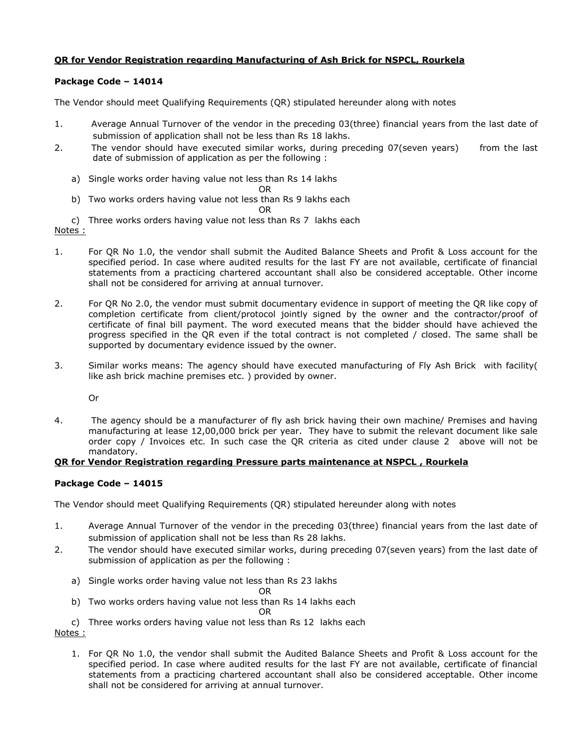**QR for Vendor Registration regarding Manufacturing of Ash Brick for NSPCL, Rourkela**

**Package Code – 14014**

The Vendor should meet Qualifying Requirements (QR) stipulated hereunder along with notes

1. Average Annual Turnover of the vendor in the preceding 03(three) financial years from the last date of submission of application shall not be less than Rs 18 lakhs.
2. The vendor should have executed similar works, during preceding 07(seven years) from the last date of submission of application as per the following :

   a) Single works order having value not less than Rs 14 lakhs

   OR

   b) Two works orders having value not less than Rs 9 lakhs each

   OR

   c) Three works orders having value not less than Rs 7 lakhs each

Notes :

1. For QR No 1.0, the vendor shall submit the Audited Balance Sheets and Profit & Loss account for the specified period. In case where audited results for the last FY are not available, certificate of financial statements from a practicing chartered accountant shall also be considered acceptable. Other income shall not be considered for arriving at annual turnover.

2. For QR No 2.0, the vendor must submit documentary evidence in support of meeting the QR like copy of completion certificate from client/protocol jointly signed by the owner and the contractor/proof of certificate of final bill payment. The word executed means that the bidder should have achieved the progress specified in the QR even if the total contract is not completed / closed. The same shall be supported by documentary evidence issued by the owner.

3. Similar works means: The agency should have executed manufacturing of Fly Ash Brick with facility( like ash brick machine premises etc. ) provided by owner.

   Or

4. The agency should be a manufacturer of fly ash brick having their own machine/ Premises and having manufacturing at lease 12,00,000 brick per year. They have to submit the relevant document like sale order copy / Invoices etc. In such case the QR criteria as cited under clause 2 above will not be mandatory.

**QR for Vendor Registration regarding Pressure parts maintenance at NSPCL , Rourkela**

**Package Code – 14015**

The Vendor should meet Qualifying Requirements (QR) stipulated hereunder along with notes

1. Average Annual Turnover of the vendor in the preceding 03(three) financial years from the last date of submission of application shall not be less than Rs 28 lakhs.
2. The vendor should have executed similar works, during preceding 07(seven years) from the last date of submission of application as per the following :

   a) Single works order having value not less than Rs 23 lakhs

   OR

   b) Two works orders having value not less than Rs 14 lakhs each

   OR

   c) Three works orders having value not less than Rs 12 lakhs each

Notes :

1. For QR No 1.0, the vendor shall submit the Audited Balance Sheets and Profit & Loss account for the specified period. In case where audited results for the last FY are not available, certificate of financial statements from a practicing chartered accountant shall also be considered acceptable. Other income shall not be considered for arriving at annual turnover.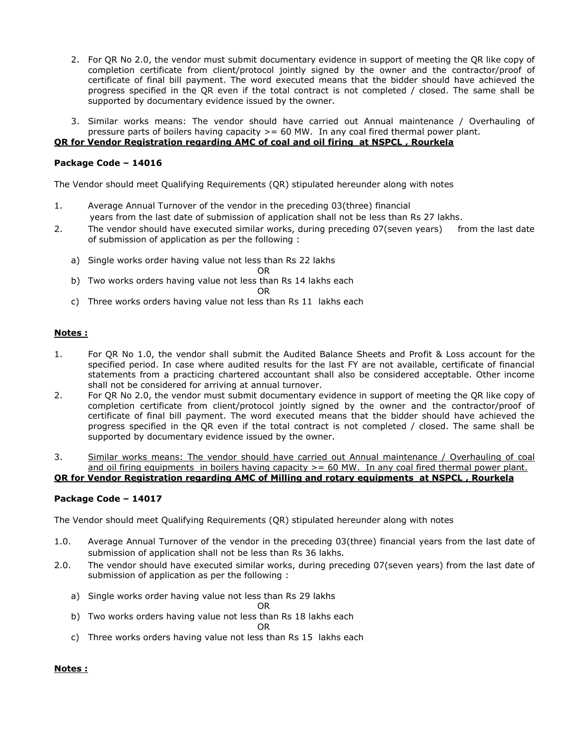2. For QR No 2.0, the vendor must submit documentary evidence in support of meeting the QR like copy of completion certificate from client/protocol jointly signed by the owner and the contractor/proof of certificate of final bill payment. The word executed means that the bidder should have achieved the progress specified in the QR even if the total contract is not completed / closed. The same shall be supported by documentary evidence issued by the owner.

3. Similar works means: The vendor should have carried out Annual maintenance / Overhauling of pressure parts of boilers having capacity >= 60 MW. In any coal fired thermal power plant.

**QR for Vendor Registration regarding AMC of coal and oil firing at NSPCL , Rourkela**

**Package Code – 14016**

The Vendor should meet Qualifying Requirements (QR) stipulated hereunder along with notes

1. Average Annual Turnover of the vendor in the preceding 03(three) financial years from the last date of submission of application shall not be less than Rs 27 lakhs.
2. The vendor should have executed similar works, during preceding 07(seven years) from the last date of submission of application as per the following :

   a) Single works order having value not less than Rs 22 lakhs

   OR

   b) Two works orders having value not less than Rs 14 lakhs each

   OR

   c) Three works orders having value not less than Rs 11 lakhs each

**Notes :**

1. For QR No 1.0, the vendor shall submit the Audited Balance Sheets and Profit & Loss account for the specified period. In case where audited results for the last FY are not available, certificate of financial statements from a practicing chartered accountant shall also be considered acceptable. Other income shall not be considered for arriving at annual turnover.
2. For QR No 2.0, the vendor must submit documentary evidence in support of meeting the QR like copy of completion certificate from client/protocol jointly signed by the owner and the contractor/proof of certificate of final bill payment. The word executed means that the bidder should have achieved the progress specified in the QR even if the total contract is not completed / closed. The same shall be supported by documentary evidence issued by the owner.
3. Similar works means: The vendor should have carried out Annual maintenance / Overhauling of coal and oil firing equipments in boilers having capacity >= 60 MW. In any coal fired thermal power plant.

**QR for Vendor Registration regarding AMC of Milling and rotary equipments at NSPCL , Rourkela**

**Package Code – 14017**

The Vendor should meet Qualifying Requirements (QR) stipulated hereunder along with notes

1.0. Average Annual Turnover of the vendor in the preceding 03(three) financial years from the last date of submission of application shall not be less than Rs 36 lakhs.

2.0. The vendor should have executed similar works, during preceding 07(seven years) from the last date of submission of application as per the following :

   a) Single works order having value not less than Rs 29 lakhs

   OR

   b) Two works orders having value not less than Rs 18 lakhs each

   OR

   c) Three works orders having value not less than Rs 15 lakhs each

**Notes :**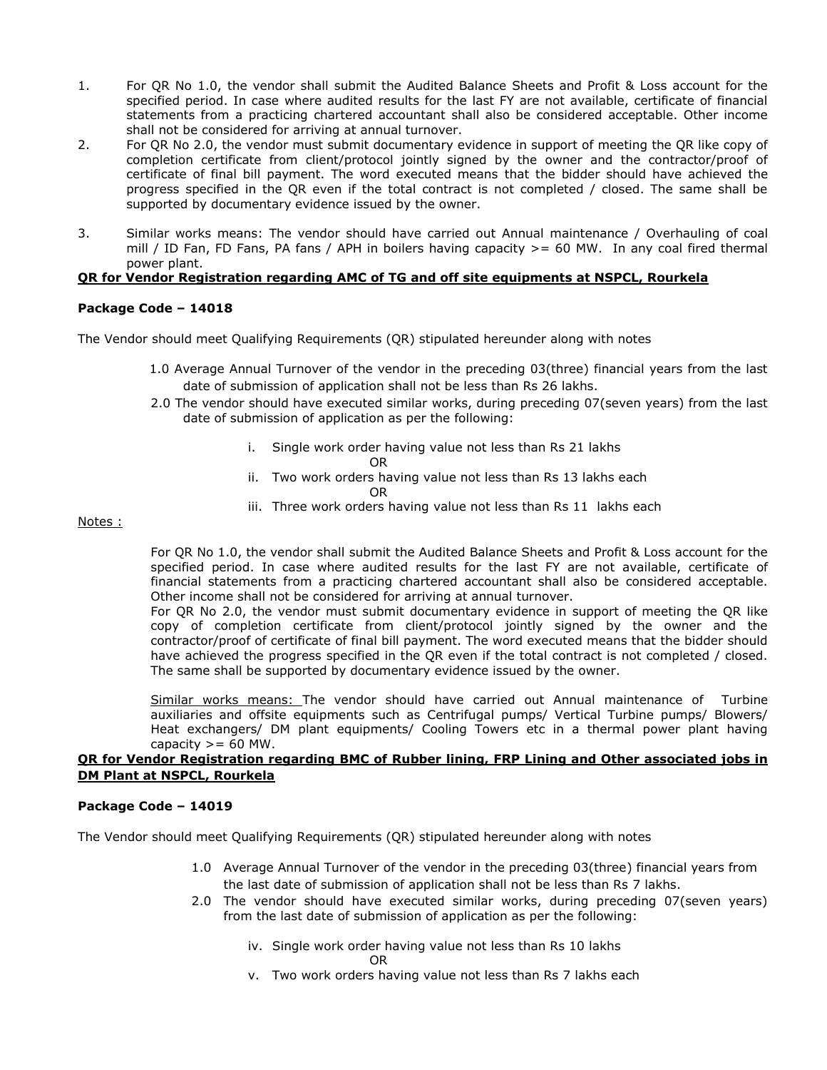1. For QR No 1.0, the vendor shall submit the Audited Balance Sheets and Profit & Loss account for the specified period. In case where audited results for the last FY are not available, certificate of financial statements from a practicing chartered accountant shall also be considered acceptable. Other income shall not be considered for arriving at annual turnover.
2. For QR No 2.0, the vendor must submit documentary evidence in support of meeting the QR like copy of completion certificate from client/protocol jointly signed by the owner and the contractor/proof of certificate of final bill payment. The word executed means that the bidder should have achieved the progress specified in the QR even if the total contract is not completed / closed. The same shall be supported by documentary evidence issued by the owner.
3. Similar works means: The vendor should have carried out Annual maintenance / Overhauling of coal mill / ID Fan, FD Fans, PA fans / APH in boilers having capacity >= 60 MW. In any coal fired thermal power plant.

**QR for Vendor Registration regarding AMC of TG and off site equipments at NSPCL, Rourkela**

**Package Code – 14018**

The Vendor should meet Qualifying Requirements (QR) stipulated hereunder along with notes

1.0 Average Annual Turnover of the vendor in the preceding 03(three) financial years from the last date of submission of application shall not be less than Rs 26 lakhs.

2.0 The vendor should have executed similar works, during preceding 07(seven years) from the last date of submission of application as per the following:

i. Single work order having value not less than Rs 21 lakhs

OR

ii. Two work orders having value not less than Rs 13 lakhs each

OR

iii. Three work orders having value not less than Rs 11 lakhs each

Notes :

For QR No 1.0, the vendor shall submit the Audited Balance Sheets and Profit & Loss account for the specified period. In case where audited results for the last FY are not available, certificate of financial statements from a practicing chartered accountant shall also be considered acceptable. Other income shall not be considered for arriving at annual turnover.

For QR No 2.0, the vendor must submit documentary evidence in support of meeting the QR like copy of completion certificate from client/protocol jointly signed by the owner and the contractor/proof of certificate of final bill payment. The word executed means that the bidder should have achieved the progress specified in the QR even if the total contract is not completed / closed. The same shall be supported by documentary evidence issued by the owner.

Similar works means: The vendor should have carried out Annual maintenance of Turbine auxiliaries and offsite equipments such as Centrifugal pumps/ Vertical Turbine pumps/ Blowers/ Heat exchangers/ DM plant equipments/ Cooling Towers etc in a thermal power plant having capacity >= 60 MW.

**QR for Vendor Registration regarding BMC of Rubber lining, FRP Lining and Other associated jobs in DM Plant at NSPCL, Rourkela**

**Package Code – 14019**

The Vendor should meet Qualifying Requirements (QR) stipulated hereunder along with notes

1.0 Average Annual Turnover of the vendor in the preceding 03(three) financial years from the last date of submission of application shall not be less than Rs 7 lakhs.

2.0 The vendor should have executed similar works, during preceding 07(seven years) from the last date of submission of application as per the following:

iv. Single work order having value not less than Rs 10 lakhs

OR

v. Two work orders having value not less than Rs 7 lakhs each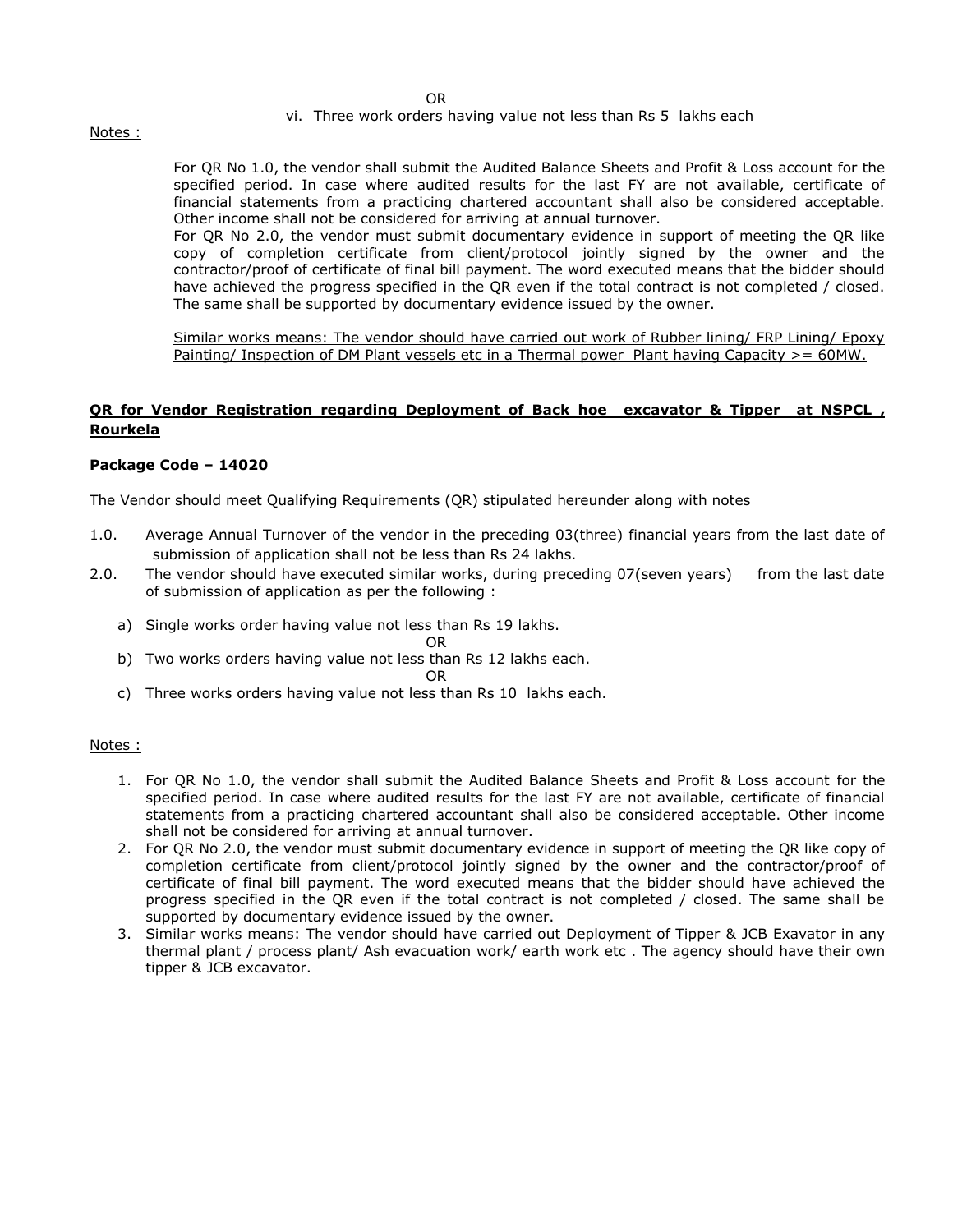OR

vi. Three work orders having value not less than Rs 5 lakhs each

Notes :

For QR No 1.0, the vendor shall submit the Audited Balance Sheets and Profit & Loss account for the specified period. In case where audited results for the last FY are not available, certificate of financial statements from a practicing chartered accountant shall also be considered acceptable. Other income shall not be considered for arriving at annual turnover.

For QR No 2.0, the vendor must submit documentary evidence in support of meeting the QR like copy of completion certificate from client/protocol jointly signed by the owner and the contractor/proof of certificate of final bill payment. The word executed means that the bidder should have achieved the progress specified in the QR even if the total contract is not completed / closed. The same shall be supported by documentary evidence issued by the owner.

Similar works means: The vendor should have carried out work of Rubber lining/ FRP Lining/ Epoxy Painting/ Inspection of DM Plant vessels etc in a Thermal power Plant having Capacity >= 60MW.

**QR for Vendor Registration regarding Deployment of Back hoe excavator & Tipper at NSPCL , Rourkela**

**Package Code – 14020**

The Vendor should meet Qualifying Requirements (QR) stipulated hereunder along with notes

1.0. Average Annual Turnover of the vendor in the preceding 03(three) financial years from the last date of submission of application shall not be less than Rs 24 lakhs.

2.0. The vendor should have executed similar works, during preceding 07(seven years) from the last date of submission of application as per the following :

a) Single works order having value not less than Rs 19 lakhs.

OR

b) Two works orders having value not less than Rs 12 lakhs each.

OR

c) Three works orders having value not less than Rs 10 lakhs each.

Notes :

1. For QR No 1.0, the vendor shall submit the Audited Balance Sheets and Profit & Loss account for the specified period. In case where audited results for the last FY are not available, certificate of financial statements from a practicing chartered accountant shall also be considered acceptable. Other income shall not be considered for arriving at annual turnover.
2. For QR No 2.0, the vendor must submit documentary evidence in support of meeting the QR like copy of completion certificate from client/protocol jointly signed by the owner and the contractor/proof of certificate of final bill payment. The word executed means that the bidder should have achieved the progress specified in the QR even if the total contract is not completed / closed. The same shall be supported by documentary evidence issued by the owner.
3. Similar works means: The vendor should have carried out Deployment of Tipper & JCB Exavator in any thermal plant / process plant/ Ash evacuation work/ earth work etc . The agency should have their own tipper & JCB excavator.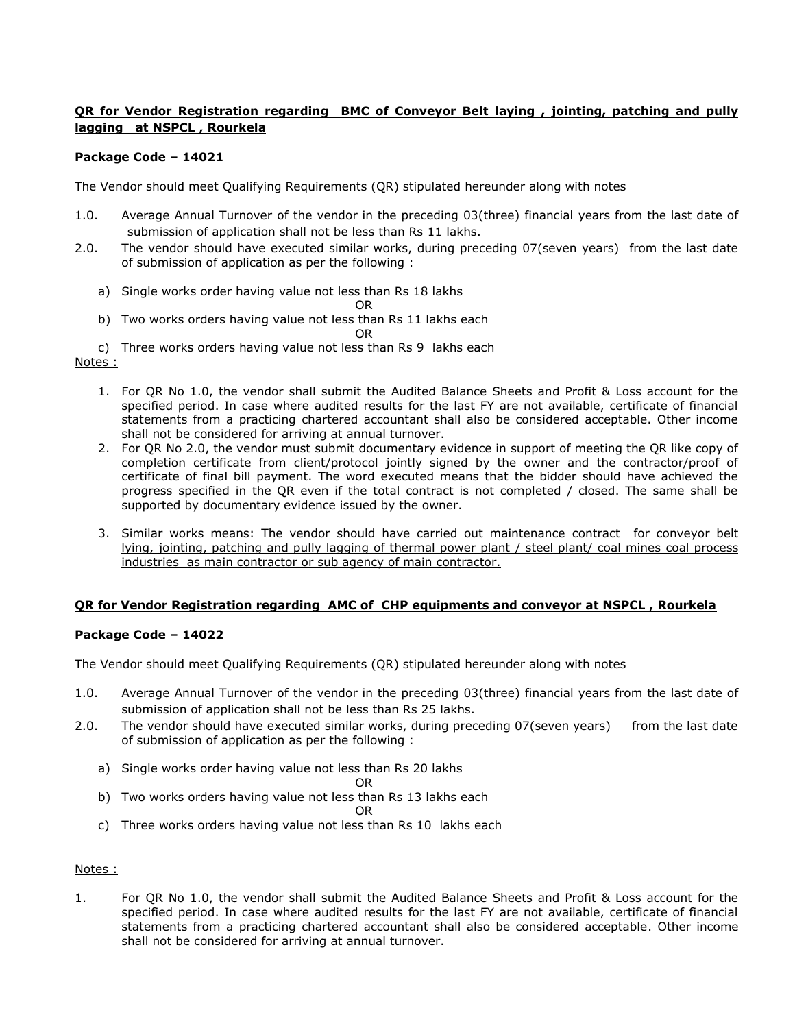**<u>QR for Vendor Registration regarding BMC of Conveyor Belt laying , jointing, patching and pully lagging at NSPCL , Rourkela</u>**

**Package Code – 14021**

The Vendor should meet Qualifying Requirements (QR) stipulated hereunder along with notes

1.0. Average Annual Turnover of the vendor in the preceding 03(three) financial years from the last date of submission of application shall not be less than Rs 11 lakhs.

2.0. The vendor should have executed similar works, during preceding 07(seven years) from the last date of submission of application as per the following :

a) Single works order having value not less than Rs 18 lakhs

OR

b) Two works orders having value not less than Rs 11 lakhs each

OR

c) Three works orders having value not less than Rs 9 lakhs each

<u>Notes :</u>

1. For QR No 1.0, the vendor shall submit the Audited Balance Sheets and Profit & Loss account for the specified period. In case where audited results for the last FY are not available, certificate of financial statements from a practicing chartered accountant shall also be considered acceptable. Other income shall not be considered for arriving at annual turnover.
2. For QR No 2.0, the vendor must submit documentary evidence in support of meeting the QR like copy of completion certificate from client/protocol jointly signed by the owner and the contractor/proof of certificate of final bill payment. The word executed means that the bidder should have achieved the progress specified in the QR even if the total contract is not completed / closed. The same shall be supported by documentary evidence issued by the owner.
3. <u>Similar works means: The vendor should have carried out maintenance contract for conveyor belt lying, jointing, patching and pully lagging of thermal power plant / steel plant/ coal mines coal process industries as main contractor or sub agency of main contractor.</u>

**<u>QR for Vendor Registration regarding AMC of CHP equipments and conveyor at NSPCL , Rourkela</u>**

**Package Code – 14022**

The Vendor should meet Qualifying Requirements (QR) stipulated hereunder along with notes

1.0. Average Annual Turnover of the vendor in the preceding 03(three) financial years from the last date of submission of application shall not be less than Rs 25 lakhs.

2.0. The vendor should have executed similar works, during preceding 07(seven years) from the last date of submission of application as per the following :

a) Single works order having value not less than Rs 20 lakhs

OR

b) Two works orders having value not less than Rs 13 lakhs each

OR

c) Three works orders having value not less than Rs 10 lakhs each

<u>Notes :</u>

1. For QR No 1.0, the vendor shall submit the Audited Balance Sheets and Profit & Loss account for the specified period. In case where audited results for the last FY are not available, certificate of financial statements from a practicing chartered accountant shall also be considered acceptable. Other income shall not be considered for arriving at annual turnover.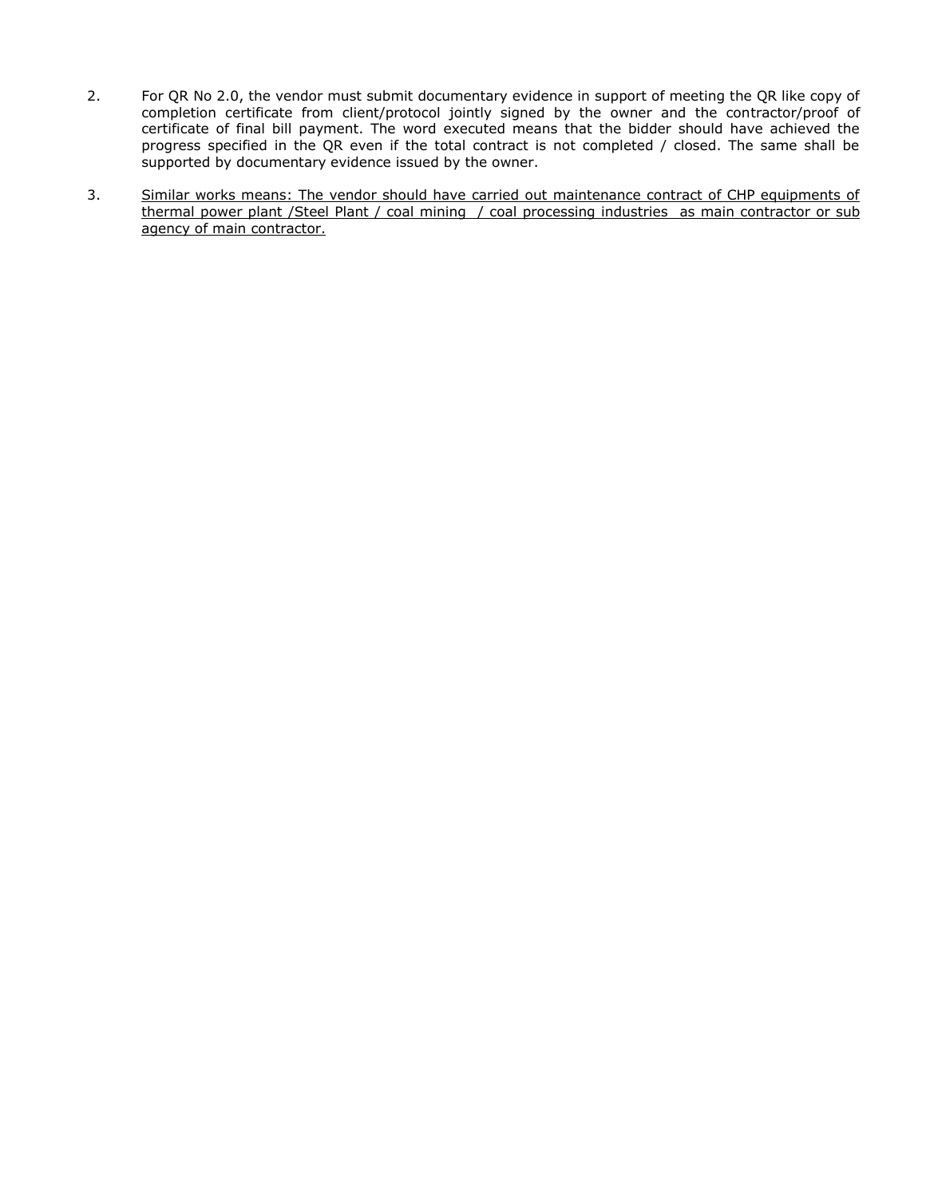2. For QR No 2.0, the vendor must submit documentary evidence in support of meeting the QR like copy of completion certificate from client/protocol jointly signed by the owner and the contractor/proof of certificate of final bill payment. The word executed means that the bidder should have achieved the progress specified in the QR even if the total contract is not completed / closed. The same shall be supported by documentary evidence issued by the owner.

3. <u>Similar works means: The vendor should have carried out maintenance contract of CHP equipments of thermal power plant /Steel Plant / coal mining / coal processing industries as main contractor or sub agency of main contractor.</u>